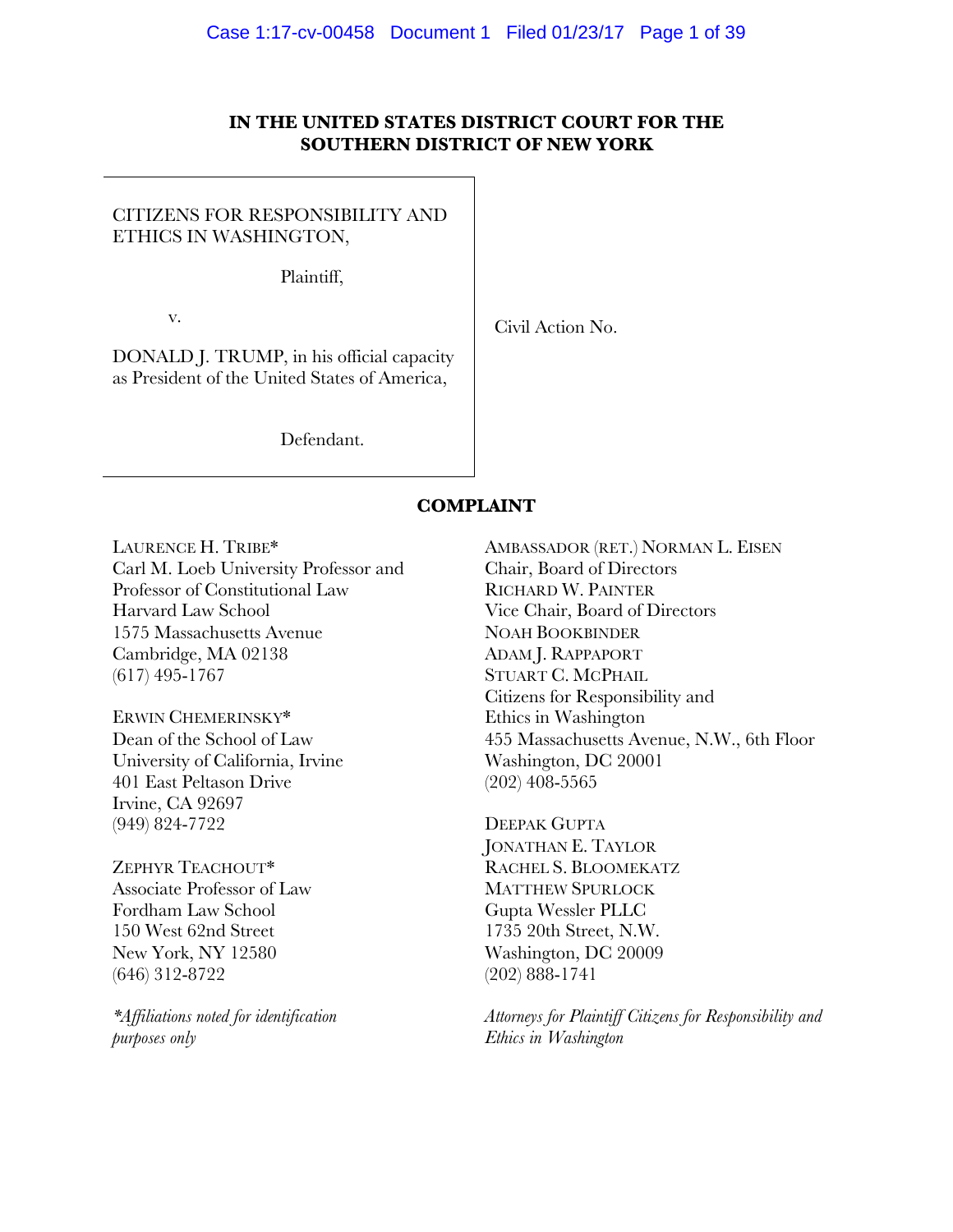**IN THE UNITED STATES DISTRICT COURT FOR THE SOUTHERN DISTRICT OF NEW YORK**

CITIZENS FOR RESPONSIBILITY AND ETHICS IN WASHINGTON,

Plaintiff,

v.

DONALD J. TRUMP, in his official capacity as President of the United States of America,

Defendant.

Civil Action No.

## COMPLAINT

LAURENCE H. TRIBE*
Carl M. Loeb University Professor and
Professor of Constitutional Law
Harvard Law School
1575 Massachusetts Avenue
Cambridge, MA 02138
(617) 495-1767

ERWIN CHEMERINSKY*
Dean of the School of Law
University of California, Irvine
401 East Peltason Drive
Irvine, CA 92697
(949) 824-7722

ZEPHYR TEACHOUT*
Associate Professor of Law
Fordham Law School
150 West 62nd Street
New York, NY 12580
(646) 312-8722

*\*Affiliations noted for identification purposes only*

AMBASSADOR (RET.) NORMAN L. EISEN
Chair, Board of Directors
RICHARD W. PAINTER
Vice Chair, Board of Directors
NOAH BOOKBINDER
ADAM J. RAPPAPORT
STUART C. MCPHAIL
Citizens for Responsibility and
Ethics in Washington
455 Massachusetts Avenue, N.W., 6th Floor
Washington, DC 20001
(202) 408-5565

DEEPAK GUPTA
JONATHAN E. TAYLOR
RACHEL S. BLOOMEKATZ
MATTHEW SPURLOCK
Gupta Wessler PLLC
1735 20th Street, N.W.
Washington, DC 20009
(202) 888-1741

*Attorneys for Plaintiff Citizens for Responsibility and Ethics in Washington*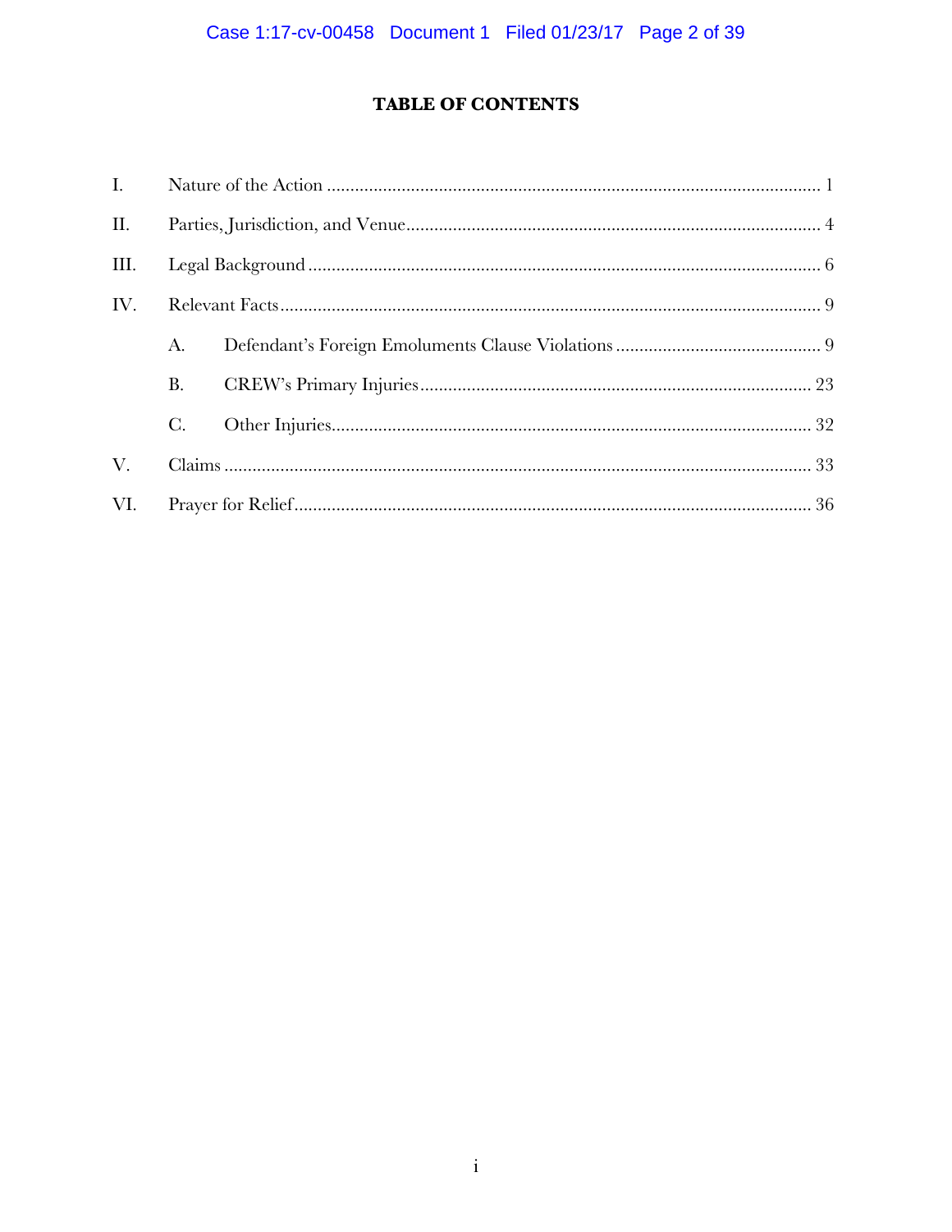# TABLE OF CONTENTS

I. Nature of the Action ........................................................................................................ 1

II. Parties, Jurisdiction, and Venue ........................................................................................ 4

III. Legal Background ............................................................................................................ 6

IV. Relevant Facts .................................................................................................................. 9

- A. Defendant's Foreign Emoluments Clause Violations ............................................ 9
- B. CREW's Primary Injuries ..................................................................................... 23
- C. Other Injuries ....................................................................................................... 32

V. Claims ............................................................................................................................ 33

VI. Prayer for Relief .............................................................................................................. 36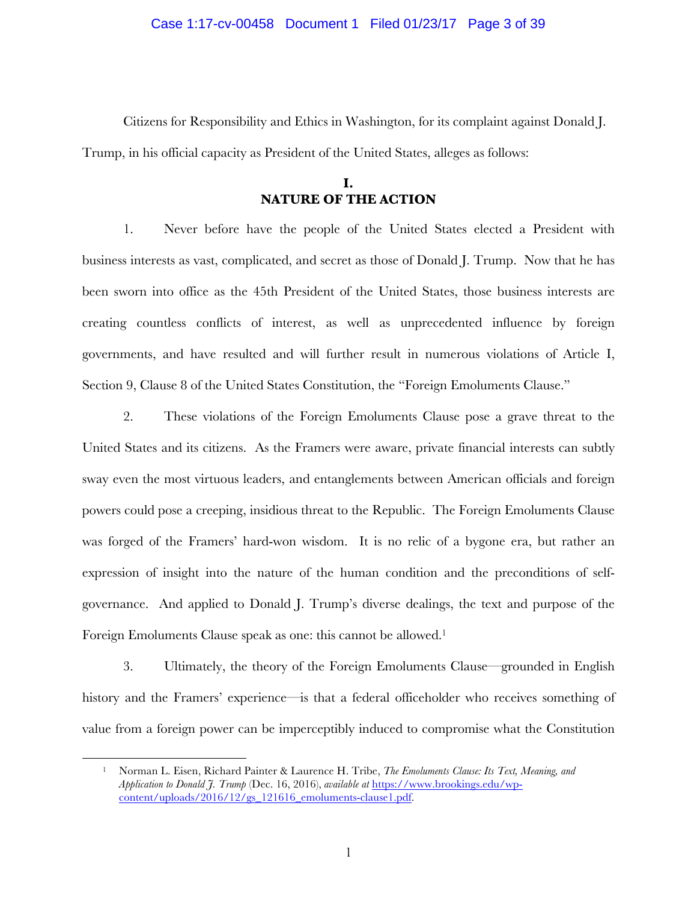Citizens for Responsibility and Ethics in Washington, for its complaint against Donald J. Trump, in his official capacity as President of the United States, alleges as follows:

## I. NATURE OF THE ACTION

1. Never before have the people of the United States elected a President with business interests as vast, complicated, and secret as those of Donald J. Trump. Now that he has been sworn into office as the 45th President of the United States, those business interests are creating countless conflicts of interest, as well as unprecedented influence by foreign governments, and have resulted and will further result in numerous violations of Article I, Section 9, Clause 8 of the United States Constitution, the "Foreign Emoluments Clause."

2. These violations of the Foreign Emoluments Clause pose a grave threat to the United States and its citizens. As the Framers were aware, private financial interests can subtly sway even the most virtuous leaders, and entanglements between American officials and foreign powers could pose a creeping, insidious threat to the Republic. The Foreign Emoluments Clause was forged of the Framers' hard-won wisdom. It is no relic of a bygone era, but rather an expression of insight into the nature of the human condition and the preconditions of self-governance. And applied to Donald J. Trump's diverse dealings, the text and purpose of the Foreign Emoluments Clause speak as one: this cannot be allowed.[1]

3. Ultimately, the theory of the Foreign Emoluments Clause—grounded in English history and the Framers' experience—is that a federal officeholder who receives something of value from a foreign power can be imperceptibly induced to compromise what the Constitution

[1] Norman L. Eisen, Richard Painter & Laurence H. Tribe, *The Emoluments Clause: Its Text, Meaning, and Application to Donald J. Trump* (Dec. 16, 2016), *available at* https://www.brookings.edu/wp-content/uploads/2016/12/gs_121616_emoluments-clause1.pdf.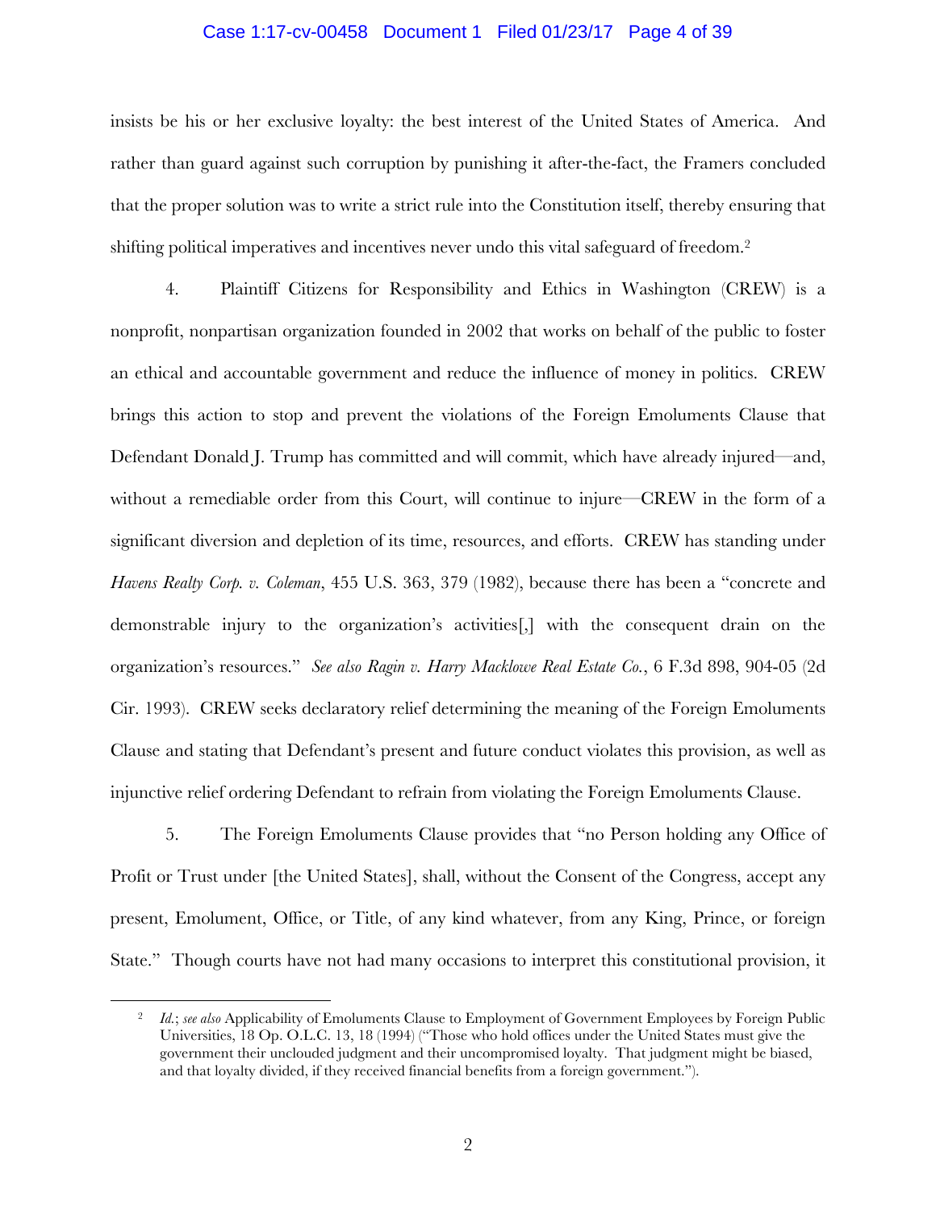insists be his or her exclusive loyalty: the best interest of the United States of America. And rather than guard against such corruption by punishing it after-the-fact, the Framers concluded that the proper solution was to write a strict rule into the Constitution itself, thereby ensuring that shifting political imperatives and incentives never undo this vital safeguard of freedom.[2]

4. Plaintiff Citizens for Responsibility and Ethics in Washington (CREW) is a nonprofit, nonpartisan organization founded in 2002 that works on behalf of the public to foster an ethical and accountable government and reduce the influence of money in politics. CREW brings this action to stop and prevent the violations of the Foreign Emoluments Clause that Defendant Donald J. Trump has committed and will commit, which have already injured—and, without a remediable order from this Court, will continue to injure—CREW in the form of a significant diversion and depletion of its time, resources, and efforts. CREW has standing under *Havens Realty Corp. v. Coleman*, 455 U.S. 363, 379 (1982), because there has been a "concrete and demonstrable injury to the organization's activities[,] with the consequent drain on the organization's resources." *See also Ragin v. Harry Macklowe Real Estate Co.*, 6 F.3d 898, 904-05 (2d Cir. 1993). CREW seeks declaratory relief determining the meaning of the Foreign Emoluments Clause and stating that Defendant's present and future conduct violates this provision, as well as injunctive relief ordering Defendant to refrain from violating the Foreign Emoluments Clause.

5. The Foreign Emoluments Clause provides that "no Person holding any Office of Profit or Trust under [the United States], shall, without the Consent of the Congress, accept any present, Emolument, Office, or Title, of any kind whatever, from any King, Prince, or foreign State." Though courts have not had many occasions to interpret this constitutional provision, it

---

[2] *Id.*; *see also* Applicability of Emoluments Clause to Employment of Government Employees by Foreign Public Universities, 18 Op. O.L.C. 13, 18 (1994) ("Those who hold offices under the United States must give the government their unclouded judgment and their uncompromised loyalty. That judgment might be biased, and that loyalty divided, if they received financial benefits from a foreign government.").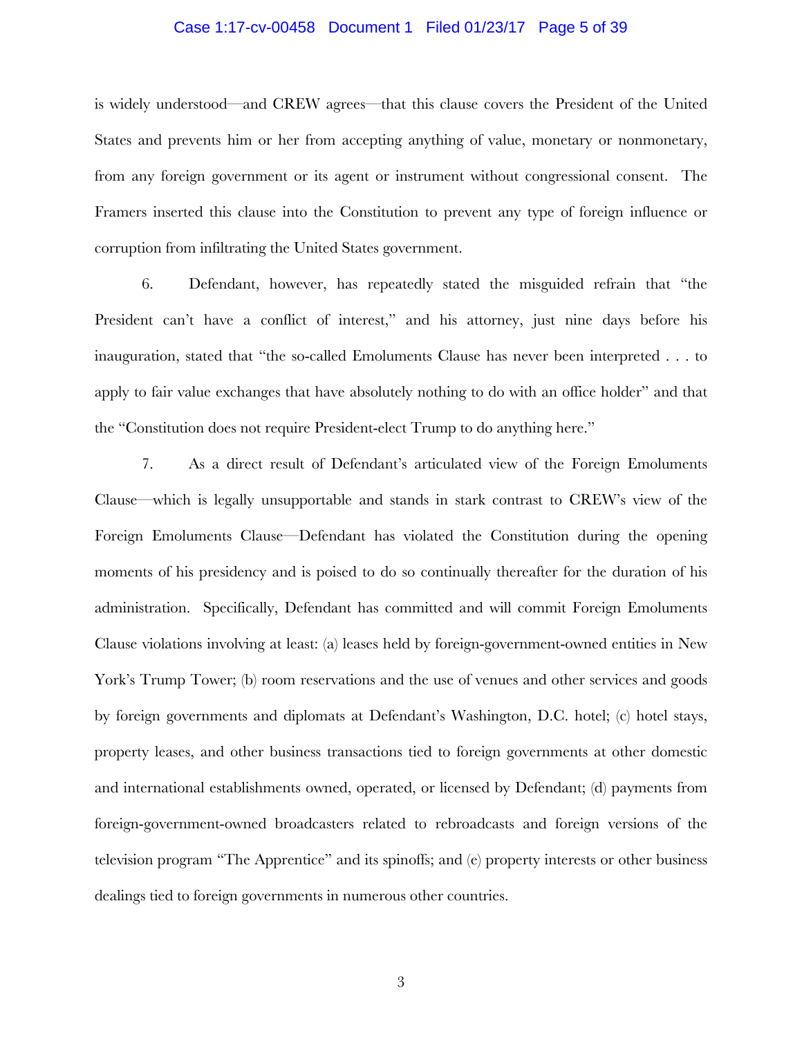is widely understood—and CREW agrees—that this clause covers the President of the United States and prevents him or her from accepting anything of value, monetary or nonmonetary, from any foreign government or its agent or instrument without congressional consent. The Framers inserted this clause into the Constitution to prevent any type of foreign influence or corruption from infiltrating the United States government.

6. Defendant, however, has repeatedly stated the misguided refrain that "the President can't have a conflict of interest," and his attorney, just nine days before his inauguration, stated that "the so-called Emoluments Clause has never been interpreted . . . to apply to fair value exchanges that have absolutely nothing to do with an office holder" and that the "Constitution does not require President-elect Trump to do anything here."

7. As a direct result of Defendant's articulated view of the Foreign Emoluments Clause—which is legally unsupportable and stands in stark contrast to CREW's view of the Foreign Emoluments Clause—Defendant has violated the Constitution during the opening moments of his presidency and is poised to do so continually thereafter for the duration of his administration. Specifically, Defendant has committed and will commit Foreign Emoluments Clause violations involving at least: (a) leases held by foreign-government-owned entities in New York's Trump Tower; (b) room reservations and the use of venues and other services and goods by foreign governments and diplomats at Defendant's Washington, D.C. hotel; (c) hotel stays, property leases, and other business transactions tied to foreign governments at other domestic and international establishments owned, operated, or licensed by Defendant; (d) payments from foreign-government-owned broadcasters related to rebroadcasts and foreign versions of the television program "The Apprentice" and its spinoffs; and (e) property interests or other business dealings tied to foreign governments in numerous other countries.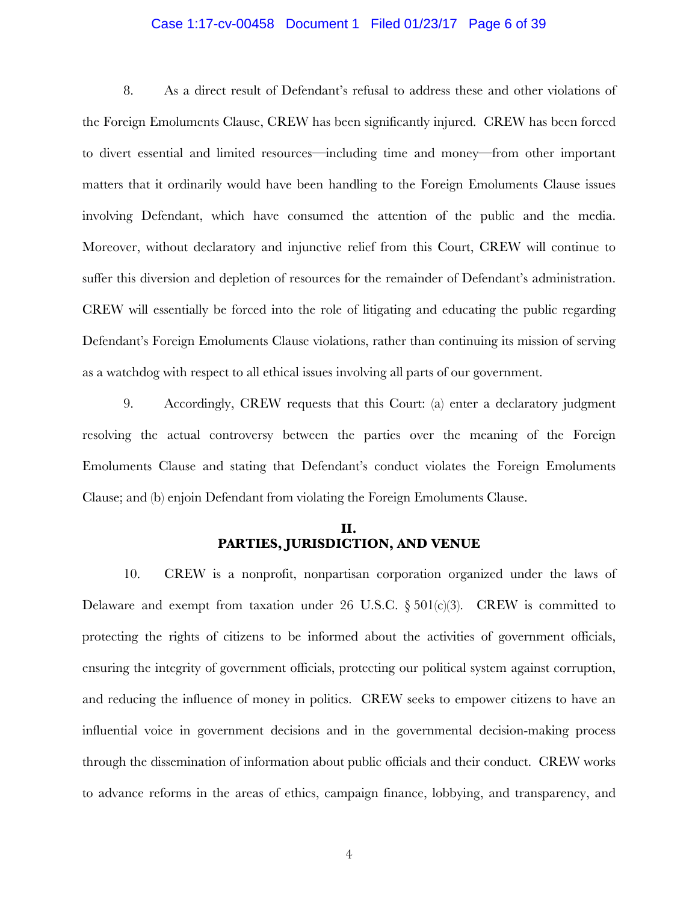8. As a direct result of Defendant's refusal to address these and other violations of the Foreign Emoluments Clause, CREW has been significantly injured. CREW has been forced to divert essential and limited resources—including time and money—from other important matters that it ordinarily would have been handling to the Foreign Emoluments Clause issues involving Defendant, which have consumed the attention of the public and the media. Moreover, without declaratory and injunctive relief from this Court, CREW will continue to suffer this diversion and depletion of resources for the remainder of Defendant's administration. CREW will essentially be forced into the role of litigating and educating the public regarding Defendant's Foreign Emoluments Clause violations, rather than continuing its mission of serving as a watchdog with respect to all ethical issues involving all parts of our government.

9. Accordingly, CREW requests that this Court: (a) enter a declaratory judgment resolving the actual controversy between the parties over the meaning of the Foreign Emoluments Clause and stating that Defendant's conduct violates the Foreign Emoluments Clause; and (b) enjoin Defendant from violating the Foreign Emoluments Clause.

## II. PARTIES, JURISDICTION, AND VENUE

10. CREW is a nonprofit, nonpartisan corporation organized under the laws of Delaware and exempt from taxation under 26 U.S.C. § 501(c)(3). CREW is committed to protecting the rights of citizens to be informed about the activities of government officials, ensuring the integrity of government officials, protecting our political system against corruption, and reducing the influence of money in politics. CREW seeks to empower citizens to have an influential voice in government decisions and in the governmental decision-making process through the dissemination of information about public officials and their conduct. CREW works to advance reforms in the areas of ethics, campaign finance, lobbying, and transparency, and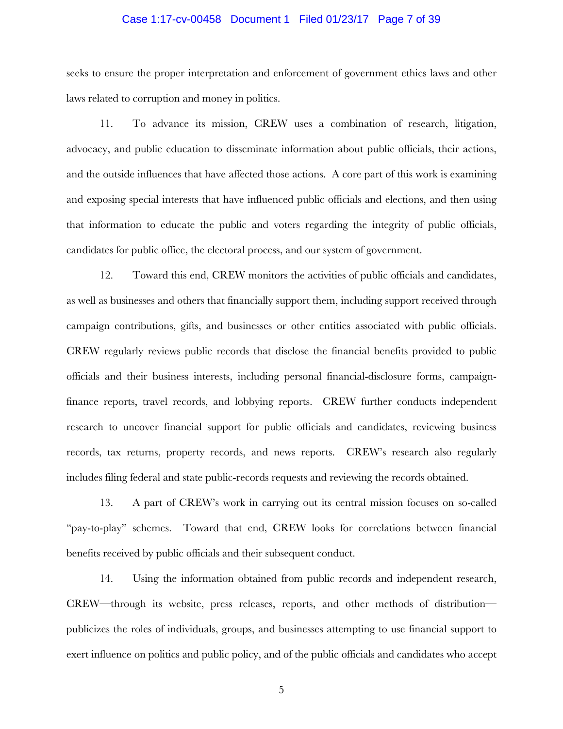seeks to ensure the proper interpretation and enforcement of government ethics laws and other laws related to corruption and money in politics.

11. To advance its mission, CREW uses a combination of research, litigation, advocacy, and public education to disseminate information about public officials, their actions, and the outside influences that have affected those actions. A core part of this work is examining and exposing special interests that have influenced public officials and elections, and then using that information to educate the public and voters regarding the integrity of public officials, candidates for public office, the electoral process, and our system of government.

12. Toward this end, CREW monitors the activities of public officials and candidates, as well as businesses and others that financially support them, including support received through campaign contributions, gifts, and businesses or other entities associated with public officials. CREW regularly reviews public records that disclose the financial benefits provided to public officials and their business interests, including personal financial-disclosure forms, campaign-finance reports, travel records, and lobbying reports. CREW further conducts independent research to uncover financial support for public officials and candidates, reviewing business records, tax returns, property records, and news reports. CREW's research also regularly includes filing federal and state public-records requests and reviewing the records obtained.

13. A part of CREW's work in carrying out its central mission focuses on so-called "pay-to-play" schemes. Toward that end, CREW looks for correlations between financial benefits received by public officials and their subsequent conduct.

14. Using the information obtained from public records and independent research, CREW—through its website, press releases, reports, and other methods of distribution—publicizes the roles of individuals, groups, and businesses attempting to use financial support to exert influence on politics and public policy, and of the public officials and candidates who accept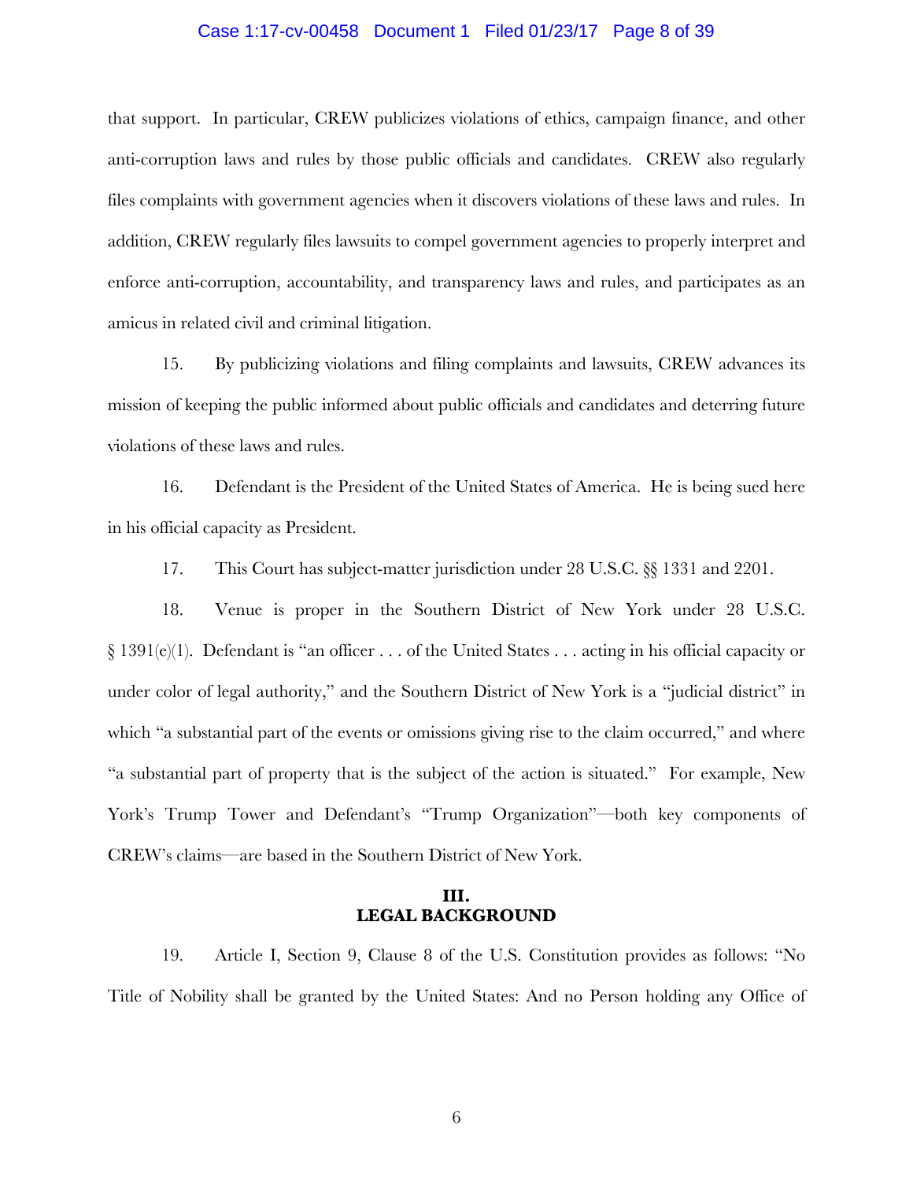that support. In particular, CREW publicizes violations of ethics, campaign finance, and other anti-corruption laws and rules by those public officials and candidates. CREW also regularly files complaints with government agencies when it discovers violations of these laws and rules. In addition, CREW regularly files lawsuits to compel government agencies to properly interpret and enforce anti-corruption, accountability, and transparency laws and rules, and participates as an amicus in related civil and criminal litigation.

15. By publicizing violations and filing complaints and lawsuits, CREW advances its mission of keeping the public informed about public officials and candidates and deterring future violations of these laws and rules.

16. Defendant is the President of the United States of America. He is being sued here in his official capacity as President.

17. This Court has subject-matter jurisdiction under 28 U.S.C. §§ 1331 and 2201.

18. Venue is proper in the Southern District of New York under 28 U.S.C. § 1391(e)(1). Defendant is "an officer . . . of the United States . . . acting in his official capacity or under color of legal authority," and the Southern District of New York is a "judicial district" in which "a substantial part of the events or omissions giving rise to the claim occurred," and where "a substantial part of property that is the subject of the action is situated." For example, New York's Trump Tower and Defendant's "Trump Organization"—both key components of CREW's claims—are based in the Southern District of New York.

## III.
## LEGAL BACKGROUND

19. Article I, Section 9, Clause 8 of the U.S. Constitution provides as follows: "No Title of Nobility shall be granted by the United States: And no Person holding any Office of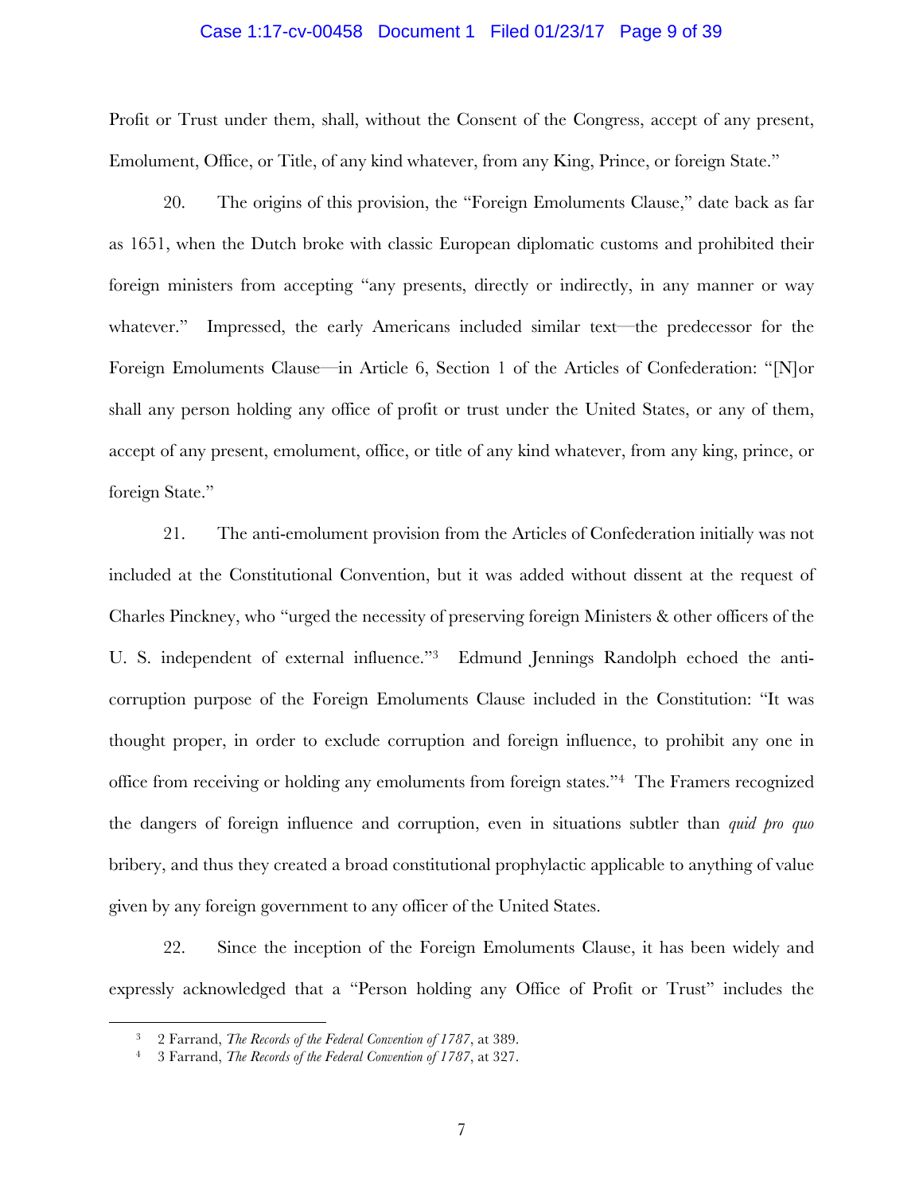Profit or Trust under them, shall, without the Consent of the Congress, accept of any present, Emolument, Office, or Title, of any kind whatever, from any King, Prince, or foreign State."

20. The origins of this provision, the "Foreign Emoluments Clause," date back as far as 1651, when the Dutch broke with classic European diplomatic customs and prohibited their foreign ministers from accepting "any presents, directly or indirectly, in any manner or way whatever." Impressed, the early Americans included similar text—the predecessor for the Foreign Emoluments Clause—in Article 6, Section 1 of the Articles of Confederation: "[N]or shall any person holding any office of profit or trust under the United States, or any of them, accept of any present, emolument, office, or title of any kind whatever, from any king, prince, or foreign State."

21. The anti-emolument provision from the Articles of Confederation initially was not included at the Constitutional Convention, but it was added without dissent at the request of Charles Pinckney, who "urged the necessity of preserving foreign Ministers & other officers of the U. S. independent of external influence."[3] Edmund Jennings Randolph echoed the anti-corruption purpose of the Foreign Emoluments Clause included in the Constitution: "It was thought proper, in order to exclude corruption and foreign influence, to prohibit any one in office from receiving or holding any emoluments from foreign states."[4] The Framers recognized the dangers of foreign influence and corruption, even in situations subtler than *quid pro quo* bribery, and thus they created a broad constitutional prophylactic applicable to anything of value given by any foreign government to any officer of the United States.

22. Since the inception of the Foreign Emoluments Clause, it has been widely and expressly acknowledged that a "Person holding any Office of Profit or Trust" includes the

---

[3] 2 Farrand, *The Records of the Federal Convention of 1787*, at 389.

[4] 3 Farrand, *The Records of the Federal Convention of 1787*, at 327.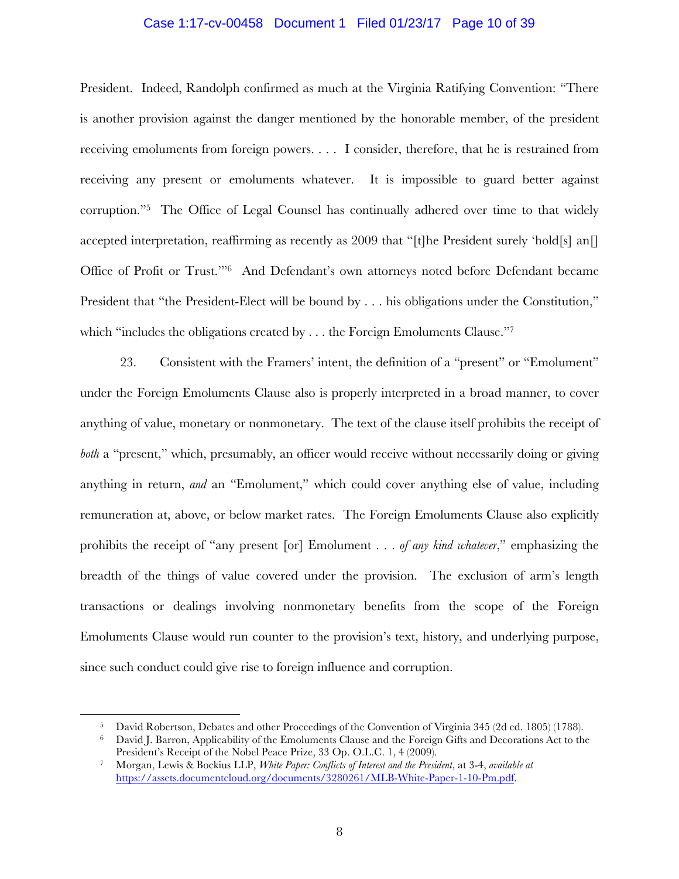President. Indeed, Randolph confirmed as much at the Virginia Ratifying Convention: "There is another provision against the danger mentioned by the honorable member, of the president receiving emoluments from foreign powers. . . . I consider, therefore, that he is restrained from receiving any present or emoluments whatever. It is impossible to guard better against corruption."[5] The Office of Legal Counsel has continually adhered over time to that widely accepted interpretation, reaffirming as recently as 2009 that "[t]he President surely 'hold[s] an[] Office of Profit or Trust.'"[6] And Defendant's own attorneys noted before Defendant became President that "the President-Elect will be bound by . . . his obligations under the Constitution," which "includes the obligations created by . . . the Foreign Emoluments Clause."[7]

23. Consistent with the Framers' intent, the definition of a "present" or "Emolument" under the Foreign Emoluments Clause also is properly interpreted in a broad manner, to cover anything of value, monetary or nonmonetary. The text of the clause itself prohibits the receipt of *both* a "present," which, presumably, an officer would receive without necessarily doing or giving anything in return, *and* an "Emolument," which could cover anything else of value, including remuneration at, above, or below market rates. The Foreign Emoluments Clause also explicitly prohibits the receipt of "any present [or] Emolument . . . *of any kind whatever*," emphasizing the breadth of the things of value covered under the provision. The exclusion of arm's length transactions or dealings involving nonmonetary benefits from the scope of the Foreign Emoluments Clause would run counter to the provision's text, history, and underlying purpose, since such conduct could give rise to foreign influence and corruption.

---

[5] David Robertson, Debates and other Proceedings of the Convention of Virginia 345 (2d ed. 1805) (1788).

[6] David J. Barron, Applicability of the Emoluments Clause and the Foreign Gifts and Decorations Act to the President's Receipt of the Nobel Peace Prize, 33 Op. O.L.C. 1, 4 (2009).

[7] Morgan, Lewis & Bockius LLP, *White Paper: Conflicts of Interest and the President*, at 3-4, *available at* https://assets.documentcloud.org/documents/3280261/MLB-White-Paper-1-10-Pm.pdf.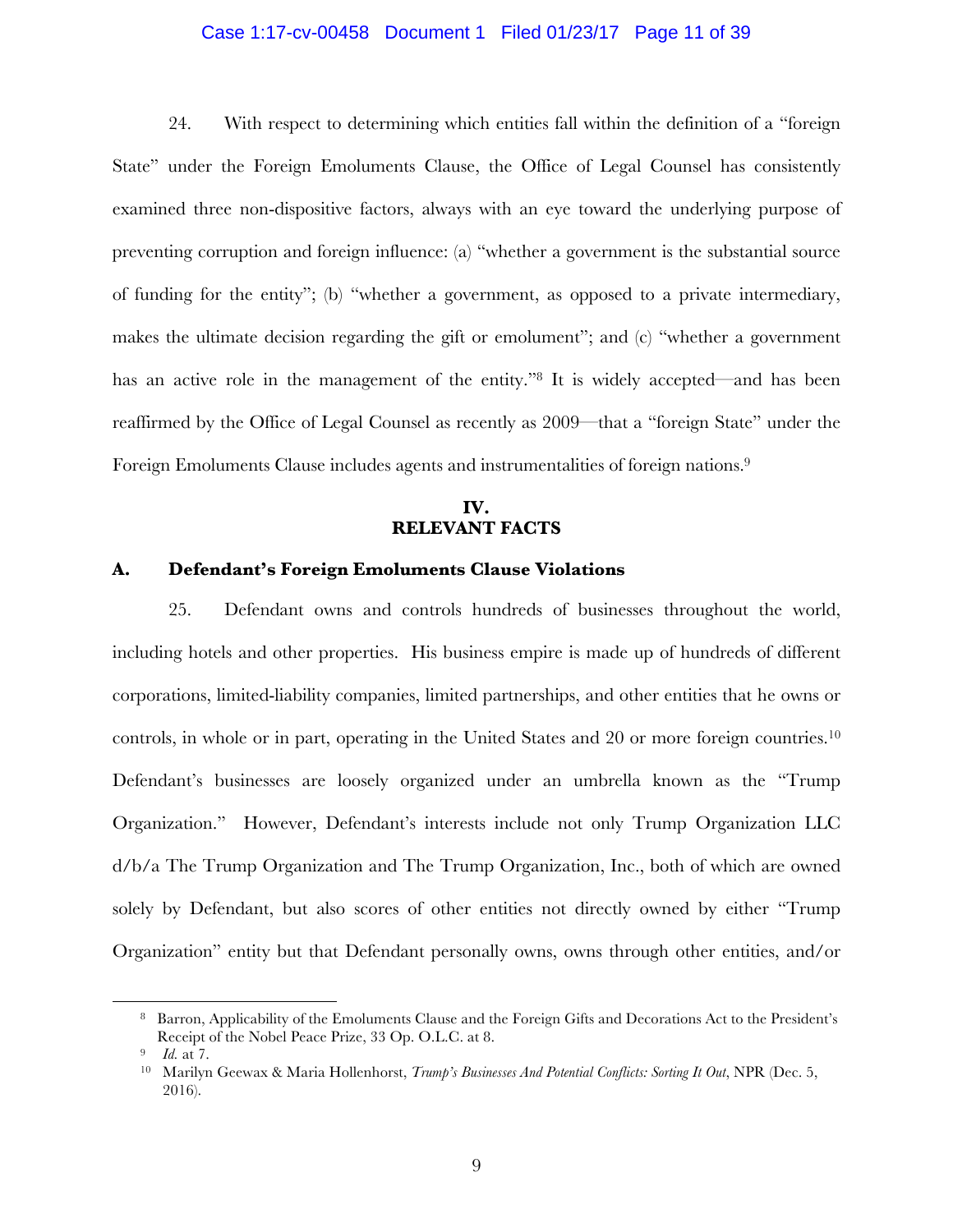24. With respect to determining which entities fall within the definition of a "foreign State" under the Foreign Emoluments Clause, the Office of Legal Counsel has consistently examined three non-dispositive factors, always with an eye toward the underlying purpose of preventing corruption and foreign influence: (a) "whether a government is the substantial source of funding for the entity"; (b) "whether a government, as opposed to a private intermediary, makes the ultimate decision regarding the gift or emolument"; and (c) "whether a government has an active role in the management of the entity."[8] It is widely accepted—and has been reaffirmed by the Office of Legal Counsel as recently as 2009—that a "foreign State" under the Foreign Emoluments Clause includes agents and instrumentalities of foreign nations.[9]

## IV.
## RELEVANT FACTS

### A. Defendant's Foreign Emoluments Clause Violations

25. Defendant owns and controls hundreds of businesses throughout the world, including hotels and other properties. His business empire is made up of hundreds of different corporations, limited-liability companies, limited partnerships, and other entities that he owns or controls, in whole or in part, operating in the United States and 20 or more foreign countries.[10] Defendant's businesses are loosely organized under an umbrella known as the "Trump Organization." However, Defendant's interests include not only Trump Organization LLC d/b/a The Trump Organization and The Trump Organization, Inc., both of which are owned solely by Defendant, but also scores of other entities not directly owned by either "Trump Organization" entity but that Defendant personally owns, owns through other entities, and/or

---

[8] Barron, Applicability of the Emoluments Clause and the Foreign Gifts and Decorations Act to the President's Receipt of the Nobel Peace Prize, 33 Op. O.L.C. at 8.

[9] *Id.* at 7.

[10] Marilyn Geewax & Maria Hollenhorst, *Trump's Businesses And Potential Conflicts: Sorting It Out*, NPR (Dec. 5, 2016).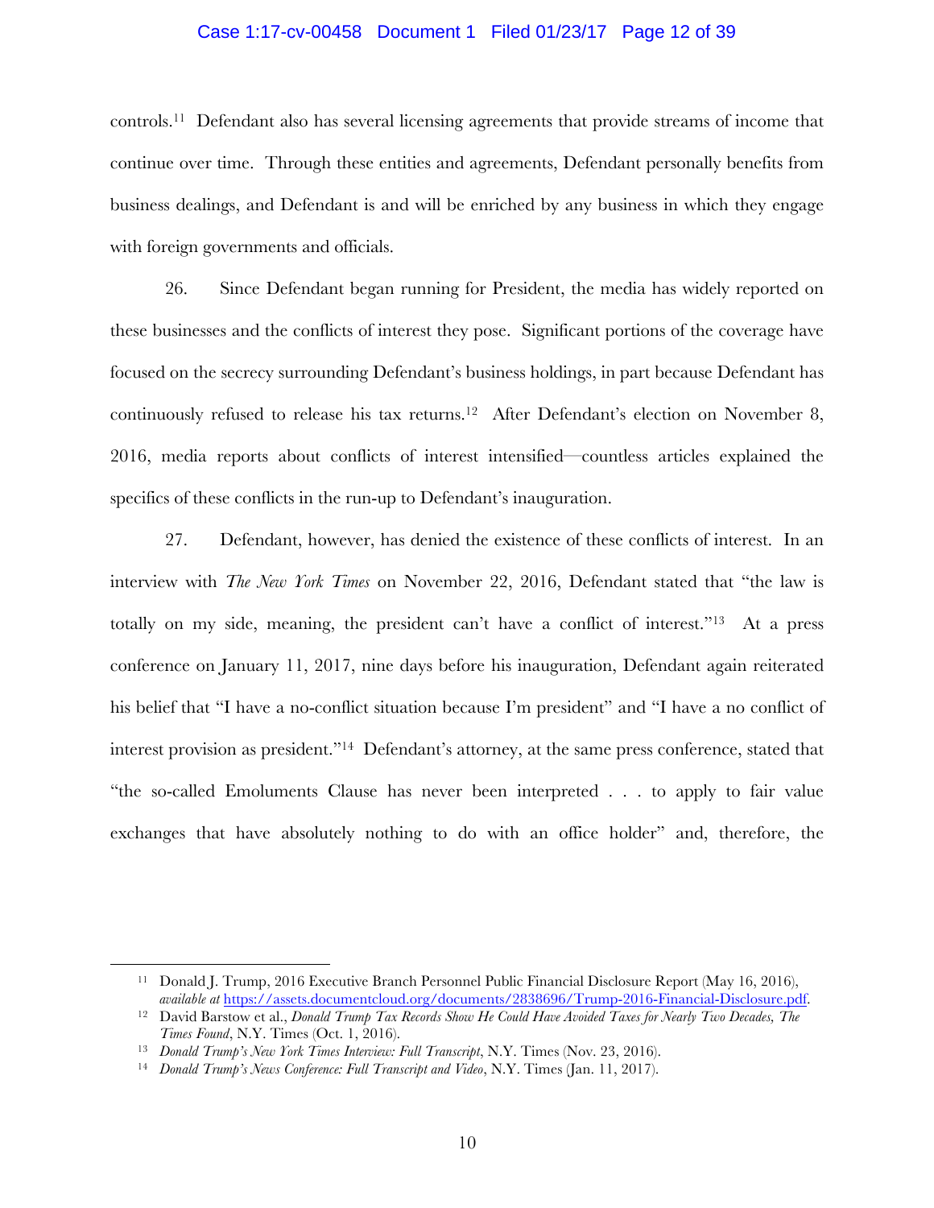controls.[11] Defendant also has several licensing agreements that provide streams of income that continue over time. Through these entities and agreements, Defendant personally benefits from business dealings, and Defendant is and will be enriched by any business in which they engage with foreign governments and officials.

26. Since Defendant began running for President, the media has widely reported on these businesses and the conflicts of interest they pose. Significant portions of the coverage have focused on the secrecy surrounding Defendant's business holdings, in part because Defendant has continuously refused to release his tax returns.[12] After Defendant's election on November 8, 2016, media reports about conflicts of interest intensified—countless articles explained the specifics of these conflicts in the run-up to Defendant's inauguration.

27. Defendant, however, has denied the existence of these conflicts of interest. In an interview with *The New York Times* on November 22, 2016, Defendant stated that "the law is totally on my side, meaning, the president can't have a conflict of interest."[13] At a press conference on January 11, 2017, nine days before his inauguration, Defendant again reiterated his belief that "I have a no-conflict situation because I'm president" and "I have a no conflict of interest provision as president."[14] Defendant's attorney, at the same press conference, stated that "the so-called Emoluments Clause has never been interpreted . . . to apply to fair value exchanges that have absolutely nothing to do with an office holder" and, therefore, the

---

[11] Donald J. Trump, 2016 Executive Branch Personnel Public Financial Disclosure Report (May 16, 2016), *available at* https://assets.documentcloud.org/documents/2838696/Trump-2016-Financial-Disclosure.pdf.

[12] David Barstow et al., *Donald Trump Tax Records Show He Could Have Avoided Taxes for Nearly Two Decades, The Times Found*, N.Y. Times (Oct. 1, 2016).

[13] *Donald Trump's New York Times Interview: Full Transcript*, N.Y. Times (Nov. 23, 2016).

[14] *Donald Trump's News Conference: Full Transcript and Video*, N.Y. Times (Jan. 11, 2017).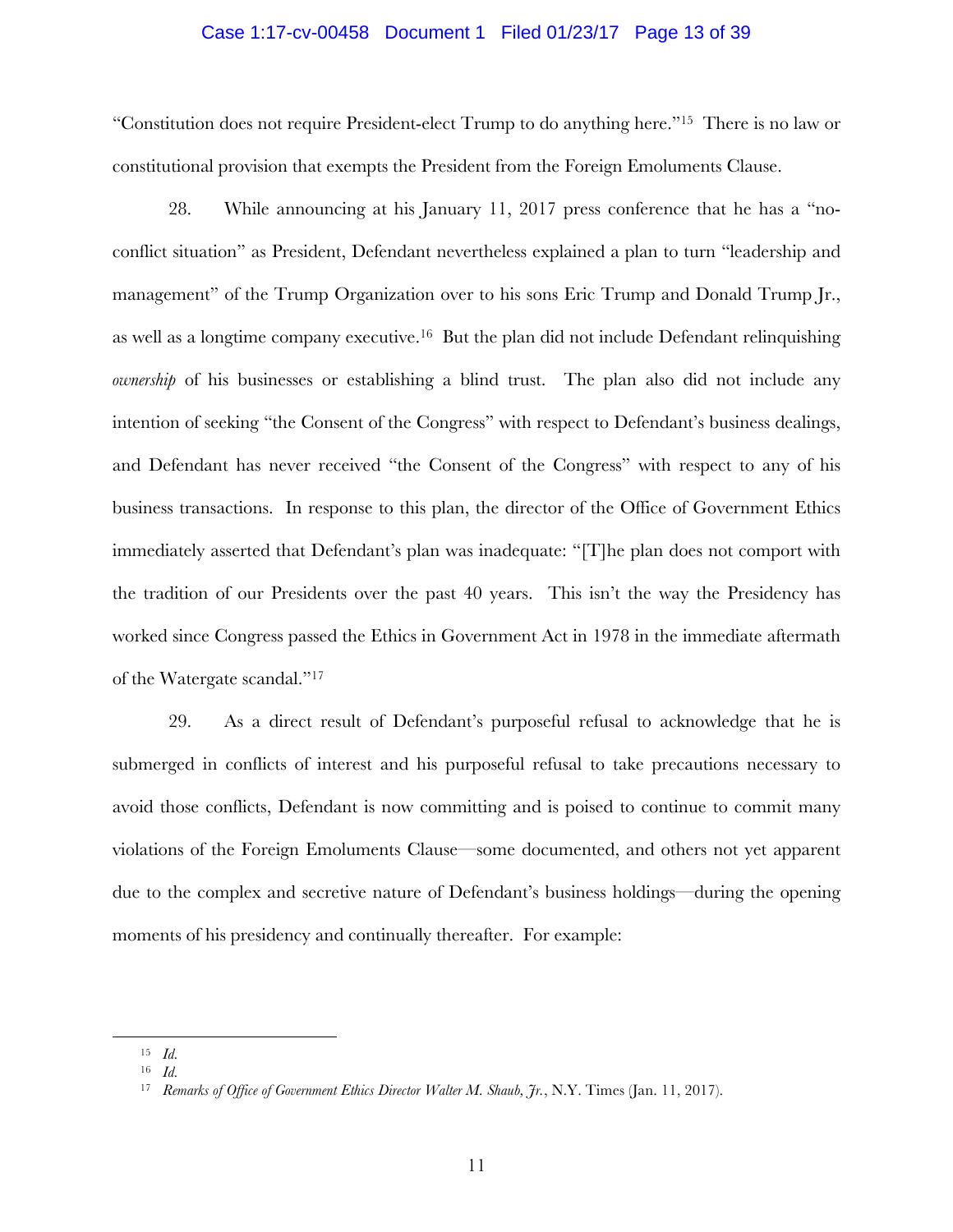"Constitution does not require President-elect Trump to do anything here."[15] There is no law or constitutional provision that exempts the President from the Foreign Emoluments Clause.

28. While announcing at his January 11, 2017 press conference that he has a "no-conflict situation" as President, Defendant nevertheless explained a plan to turn "leadership and management" of the Trump Organization over to his sons Eric Trump and Donald Trump Jr., as well as a longtime company executive.[16] But the plan did not include Defendant relinquishing *ownership* of his businesses or establishing a blind trust. The plan also did not include any intention of seeking "the Consent of the Congress" with respect to Defendant's business dealings, and Defendant has never received "the Consent of the Congress" with respect to any of his business transactions. In response to this plan, the director of the Office of Government Ethics immediately asserted that Defendant's plan was inadequate: "[T]he plan does not comport with the tradition of our Presidents over the past 40 years. This isn't the way the Presidency has worked since Congress passed the Ethics in Government Act in 1978 in the immediate aftermath of the Watergate scandal."[17]

29. As a direct result of Defendant's purposeful refusal to acknowledge that he is submerged in conflicts of interest and his purposeful refusal to take precautions necessary to avoid those conflicts, Defendant is now committing and is poised to continue to commit many violations of the Foreign Emoluments Clause—some documented, and others not yet apparent due to the complex and secretive nature of Defendant's business holdings—during the opening moments of his presidency and continually thereafter. For example:

---

[15] *Id.*

[16] *Id.*

[17] *Remarks of Office of Government Ethics Director Walter M. Shaub, Jr.*, N.Y. Times (Jan. 11, 2017).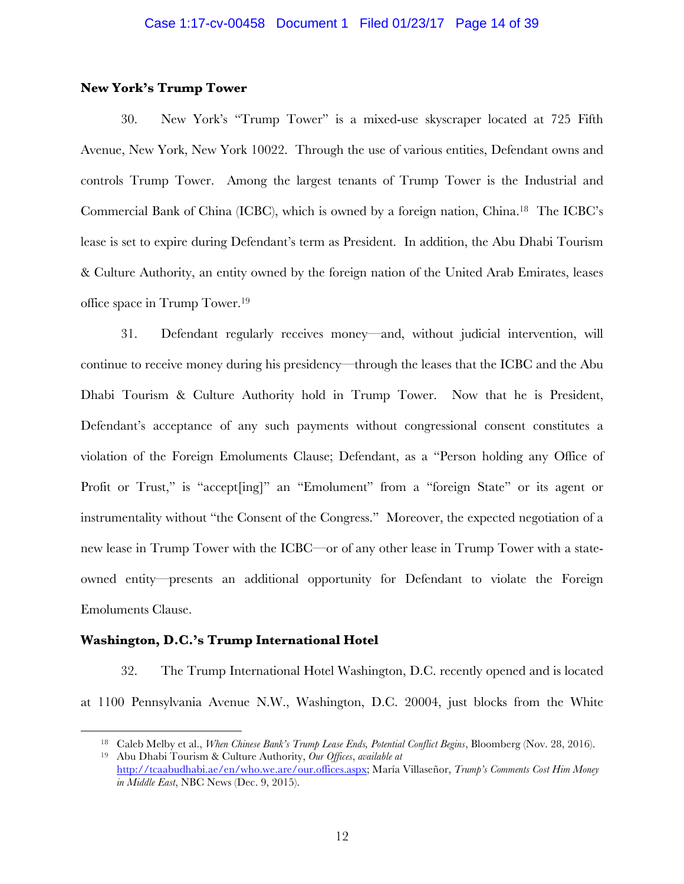**New York's Trump Tower**

30. New York's "Trump Tower" is a mixed-use skyscraper located at 725 Fifth Avenue, New York, New York 10022. Through the use of various entities, Defendant owns and controls Trump Tower. Among the largest tenants of Trump Tower is the Industrial and Commercial Bank of China (ICBC), which is owned by a foreign nation, China.[18] The ICBC's lease is set to expire during Defendant's term as President. In addition, the Abu Dhabi Tourism & Culture Authority, an entity owned by the foreign nation of the United Arab Emirates, leases office space in Trump Tower.[19]

31. Defendant regularly receives money—and, without judicial intervention, will continue to receive money during his presidency—through the leases that the ICBC and the Abu Dhabi Tourism & Culture Authority hold in Trump Tower. Now that he is President, Defendant's acceptance of any such payments without congressional consent constitutes a violation of the Foreign Emoluments Clause; Defendant, as a "Person holding any Office of Profit or Trust," is "accept[ing]" an "Emolument" from a "foreign State" or its agent or instrumentality without "the Consent of the Congress." Moreover, the expected negotiation of a new lease in Trump Tower with the ICBC—or of any other lease in Trump Tower with a state-owned entity—presents an additional opportunity for Defendant to violate the Foreign Emoluments Clause.

**Washington, D.C.'s Trump International Hotel**

32. The Trump International Hotel Washington, D.C. recently opened and is located at 1100 Pennsylvania Avenue N.W., Washington, D.C. 20004, just blocks from the White

---

[18] Caleb Melby et al., *When Chinese Bank's Trump Lease Ends, Potential Conflict Begins*, Bloomberg (Nov. 28, 2016).

[19] Abu Dhabi Tourism & Culture Authority, *Our Offices*, *available at* http://tcaabudhabi.ae/en/who.we.are/our.offices.aspx; María Villaseñor, *Trump's Comments Cost Him Money in Middle East*, NBC News (Dec. 9, 2015).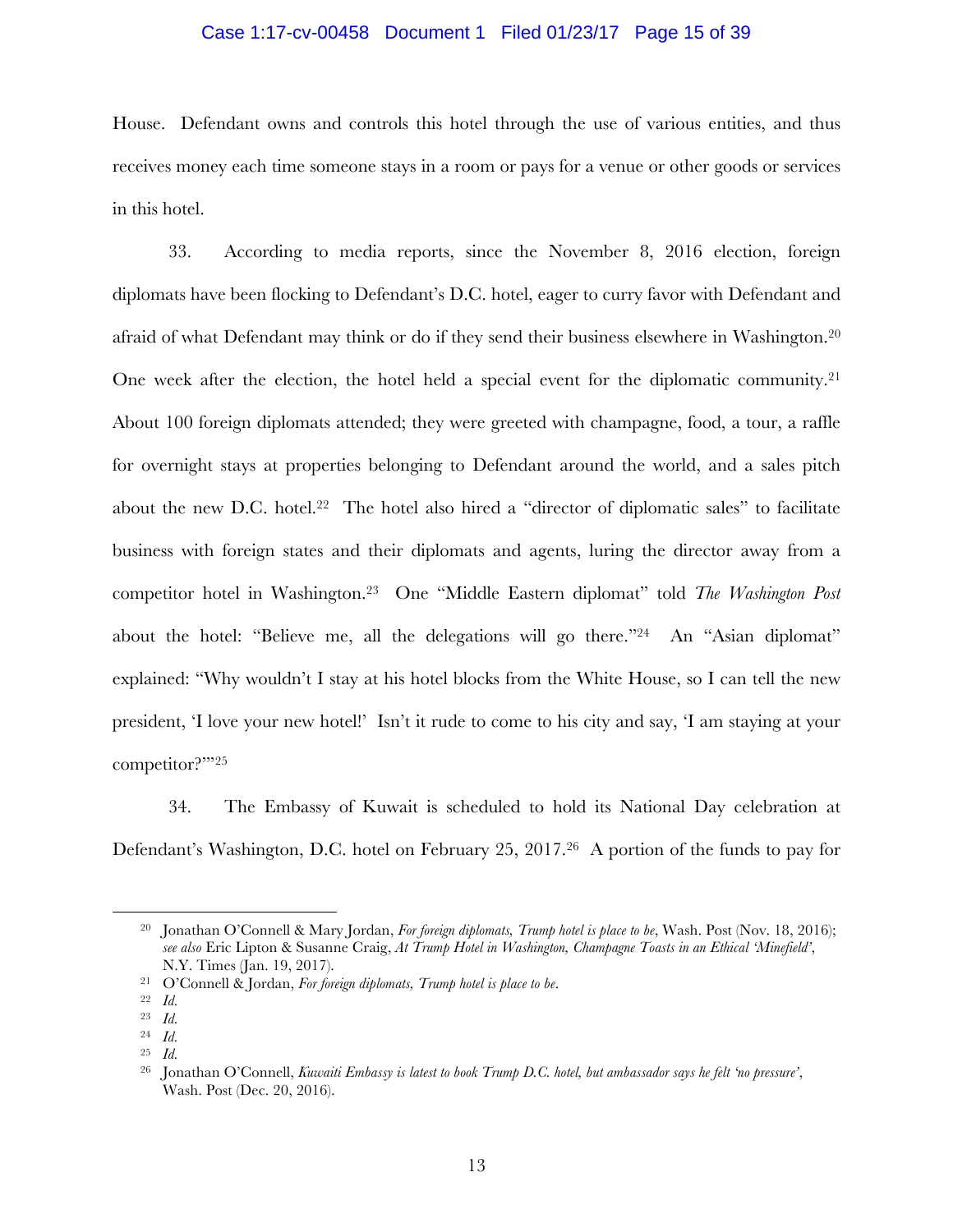House. Defendant owns and controls this hotel through the use of various entities, and thus receives money each time someone stays in a room or pays for a venue or other goods or services in this hotel.

33. According to media reports, since the November 8, 2016 election, foreign diplomats have been flocking to Defendant's D.C. hotel, eager to curry favor with Defendant and afraid of what Defendant may think or do if they send their business elsewhere in Washington.[20] One week after the election, the hotel held a special event for the diplomatic community.[21] About 100 foreign diplomats attended; they were greeted with champagne, food, a tour, a raffle for overnight stays at properties belonging to Defendant around the world, and a sales pitch about the new D.C. hotel.[22] The hotel also hired a "director of diplomatic sales" to facilitate business with foreign states and their diplomats and agents, luring the director away from a competitor hotel in Washington.[23] One "Middle Eastern diplomat" told *The Washington Post* about the hotel: "Believe me, all the delegations will go there."[24] An "Asian diplomat" explained: "Why wouldn't I stay at his hotel blocks from the White House, so I can tell the new president, 'I love your new hotel!' Isn't it rude to come to his city and say, 'I am staying at your competitor?'"[25]

34. The Embassy of Kuwait is scheduled to hold its National Day celebration at Defendant's Washington, D.C. hotel on February 25, 2017.[26] A portion of the funds to pay for

---

[20] Jonathan O'Connell & Mary Jordan, *For foreign diplomats, Trump hotel is place to be*, Wash. Post (Nov. 18, 2016); *see also* Eric Lipton & Susanne Craig, *At Trump Hotel in Washington, Champagne Toasts in an Ethical 'Minefield'*, N.Y. Times (Jan. 19, 2017).

[21] O'Connell & Jordan, *For foreign diplomats, Trump hotel is place to be*.

[22] *Id.*

[23] *Id.*

[24] *Id.*

[25] *Id.*

[26] Jonathan O'Connell, *Kuwaiti Embassy is latest to book Trump D.C. hotel, but ambassador says he felt 'no pressure'*, Wash. Post (Dec. 20, 2016).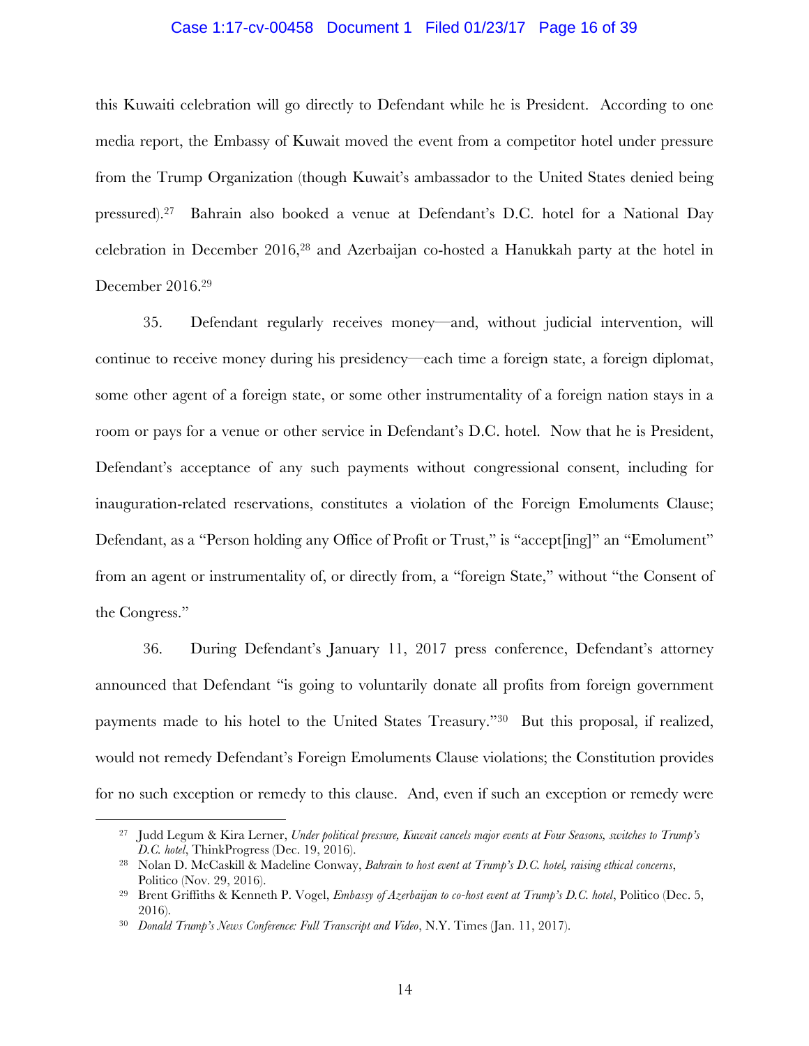this Kuwaiti celebration will go directly to Defendant while he is President. According to one media report, the Embassy of Kuwait moved the event from a competitor hotel under pressure from the Trump Organization (though Kuwait's ambassador to the United States denied being pressured).[27] Bahrain also booked a venue at Defendant's D.C. hotel for a National Day celebration in December 2016,[28] and Azerbaijan co-hosted a Hanukkah party at the hotel in December 2016.[29]

35. Defendant regularly receives money—and, without judicial intervention, will continue to receive money during his presidency—each time a foreign state, a foreign diplomat, some other agent of a foreign state, or some other instrumentality of a foreign nation stays in a room or pays for a venue or other service in Defendant's D.C. hotel. Now that he is President, Defendant's acceptance of any such payments without congressional consent, including for inauguration-related reservations, constitutes a violation of the Foreign Emoluments Clause; Defendant, as a "Person holding any Office of Profit or Trust," is "accept[ing]" an "Emolument" from an agent or instrumentality of, or directly from, a "foreign State," without "the Consent of the Congress."

36. During Defendant's January 11, 2017 press conference, Defendant's attorney announced that Defendant "is going to voluntarily donate all profits from foreign government payments made to his hotel to the United States Treasury."[30] But this proposal, if realized, would not remedy Defendant's Foreign Emoluments Clause violations; the Constitution provides for no such exception or remedy to this clause. And, even if such an exception or remedy were

---

[27] Judd Legum & Kira Lerner, *Under political pressure, Kuwait cancels major events at Four Seasons, switches to Trump's D.C. hotel*, ThinkProgress (Dec. 19, 2016).

[28] Nolan D. McCaskill & Madeline Conway, *Bahrain to host event at Trump's D.C. hotel, raising ethical concerns*, Politico (Nov. 29, 2016).

[29] Brent Griffiths & Kenneth P. Vogel, *Embassy of Azerbaijan to co-host event at Trump's D.C. hotel*, Politico (Dec. 5, 2016).

[30] *Donald Trump's News Conference: Full Transcript and Video*, N.Y. Times (Jan. 11, 2017).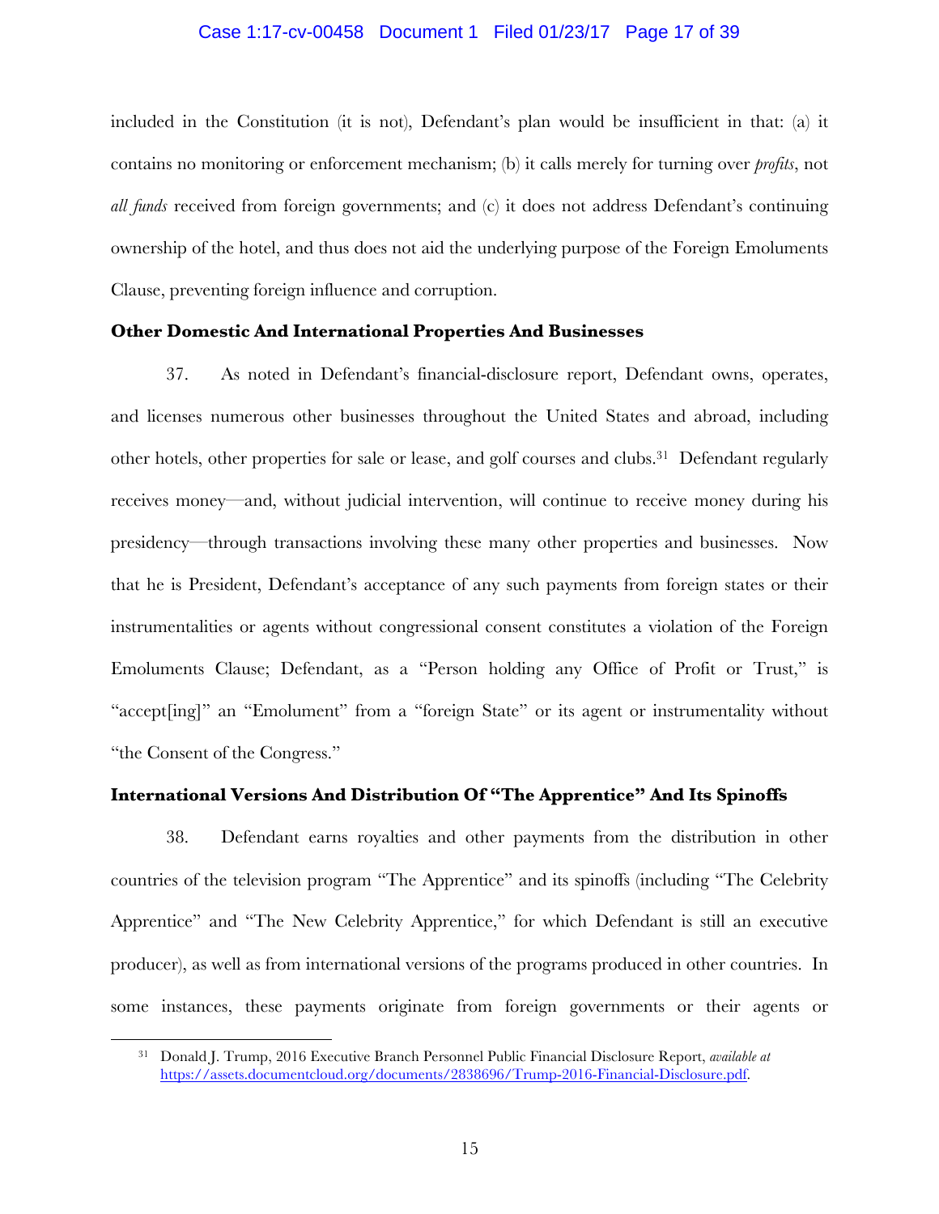included in the Constitution (it is not), Defendant's plan would be insufficient in that: (a) it contains no monitoring or enforcement mechanism; (b) it calls merely for turning over *profits*, not *all funds* received from foreign governments; and (c) it does not address Defendant's continuing ownership of the hotel, and thus does not aid the underlying purpose of the Foreign Emoluments Clause, preventing foreign influence and corruption.

**Other Domestic And International Properties And Businesses**

37. As noted in Defendant's financial-disclosure report, Defendant owns, operates, and licenses numerous other businesses throughout the United States and abroad, including other hotels, other properties for sale or lease, and golf courses and clubs.[31] Defendant regularly receives money—and, without judicial intervention, will continue to receive money during his presidency—through transactions involving these many other properties and businesses. Now that he is President, Defendant's acceptance of any such payments from foreign states or their instrumentalities or agents without congressional consent constitutes a violation of the Foreign Emoluments Clause; Defendant, as a "Person holding any Office of Profit or Trust," is "accept[ing]" an "Emolument" from a "foreign State" or its agent or instrumentality without "the Consent of the Congress."

**International Versions And Distribution Of "The Apprentice" And Its Spinoffs**

38. Defendant earns royalties and other payments from the distribution in other countries of the television program "The Apprentice" and its spinoffs (including "The Celebrity Apprentice" and "The New Celebrity Apprentice," for which Defendant is still an executive producer), as well as from international versions of the programs produced in other countries. In some instances, these payments originate from foreign governments or their agents or

---

[31] Donald J. Trump, 2016 Executive Branch Personnel Public Financial Disclosure Report, *available at* https://assets.documentcloud.org/documents/2838696/Trump-2016-Financial-Disclosure.pdf.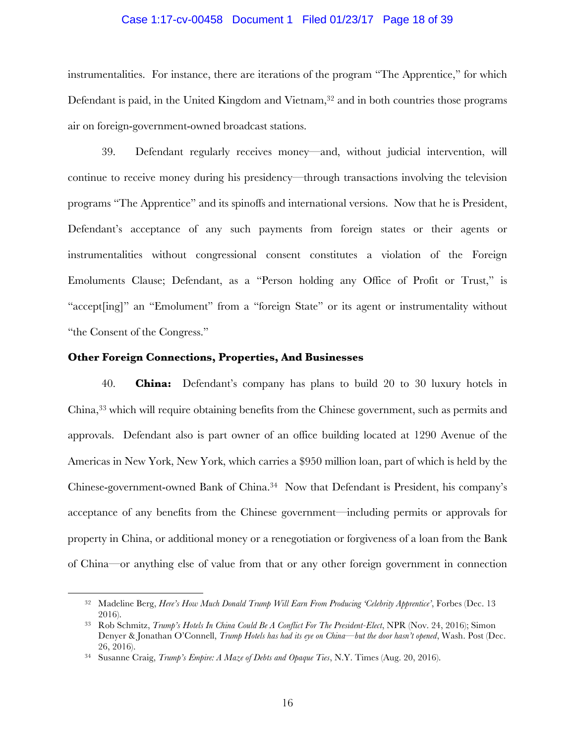instrumentalities. For instance, there are iterations of the program "The Apprentice," for which Defendant is paid, in the United Kingdom and Vietnam,[32] and in both countries those programs air on foreign-government-owned broadcast stations.

39. Defendant regularly receives money—and, without judicial intervention, will continue to receive money during his presidency—through transactions involving the television programs "The Apprentice" and its spinoffs and international versions. Now that he is President, Defendant's acceptance of any such payments from foreign states or their agents or instrumentalities without congressional consent constitutes a violation of the Foreign Emoluments Clause; Defendant, as a "Person holding any Office of Profit or Trust," is "accept[ing]" an "Emolument" from a "foreign State" or its agent or instrumentality without "the Consent of the Congress."

**Other Foreign Connections, Properties, And Businesses**

40. **China:** Defendant's company has plans to build 20 to 30 luxury hotels in China,[33] which will require obtaining benefits from the Chinese government, such as permits and approvals. Defendant also is part owner of an office building located at 1290 Avenue of the Americas in New York, New York, which carries a $950 million loan, part of which is held by the Chinese-government-owned Bank of China.[34] Now that Defendant is President, his company's acceptance of any benefits from the Chinese government—including permits or approvals for property in China, or additional money or a renegotiation or forgiveness of a loan from the Bank of China—or anything else of value from that or any other foreign government in connection

---

[32] Madeline Berg, *Here's How Much Donald Trump Will Earn From Producing 'Celebrity Apprentice'*, Forbes (Dec. 13 2016).

[33] Rob Schmitz, *Trump's Hotels In China Could Be A Conflict For The President-Elect*, NPR (Nov. 24, 2016); Simon Denyer & Jonathan O'Connell, *Trump Hotels has had its eye on China—but the door hasn't opened*, Wash. Post (Dec. 26, 2016).

[34] Susanne Craig, *Trump's Empire: A Maze of Debts and Opaque Ties*, N.Y. Times (Aug. 20, 2016).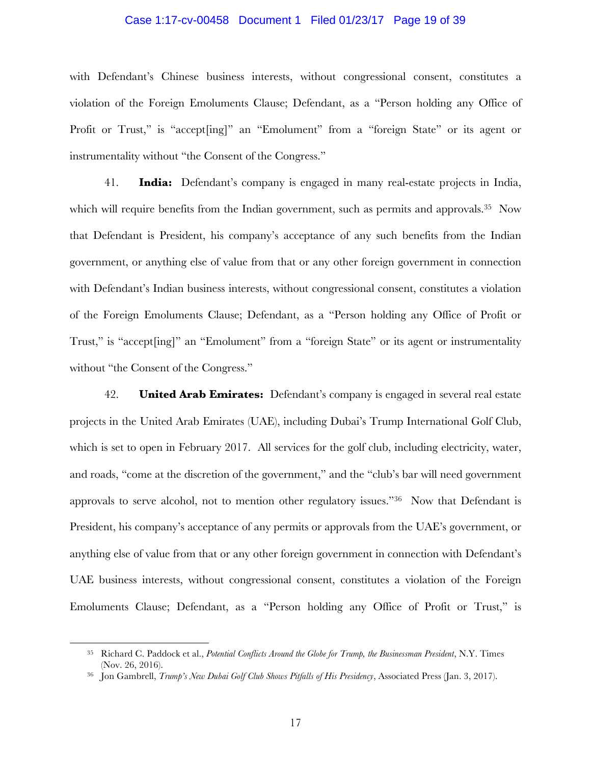with Defendant's Chinese business interests, without congressional consent, constitutes a violation of the Foreign Emoluments Clause; Defendant, as a "Person holding any Office of Profit or Trust," is "accept[ing]" an "Emolument" from a "foreign State" or its agent or instrumentality without "the Consent of the Congress."

41. **India:** Defendant's company is engaged in many real-estate projects in India, which will require benefits from the Indian government, such as permits and approvals.[35] Now that Defendant is President, his company's acceptance of any such benefits from the Indian government, or anything else of value from that or any other foreign government in connection with Defendant's Indian business interests, without congressional consent, constitutes a violation of the Foreign Emoluments Clause; Defendant, as a "Person holding any Office of Profit or Trust," is "accept[ing]" an "Emolument" from a "foreign State" or its agent or instrumentality without "the Consent of the Congress."

42. **United Arab Emirates:** Defendant's company is engaged in several real estate projects in the United Arab Emirates (UAE), including Dubai's Trump International Golf Club, which is set to open in February 2017. All services for the golf club, including electricity, water, and roads, "come at the discretion of the government," and the "club's bar will need government approvals to serve alcohol, not to mention other regulatory issues."[36] Now that Defendant is President, his company's acceptance of any permits or approvals from the UAE's government, or anything else of value from that or any other foreign government in connection with Defendant's UAE business interests, without congressional consent, constitutes a violation of the Foreign Emoluments Clause; Defendant, as a "Person holding any Office of Profit or Trust," is

---

[35] Richard C. Paddock et al., *Potential Conflicts Around the Globe for Trump, the Businessman President*, N.Y. Times (Nov. 26, 2016).

[36] Jon Gambrell, *Trump's New Dubai Golf Club Shows Pitfalls of His Presidency*, Associated Press (Jan. 3, 2017).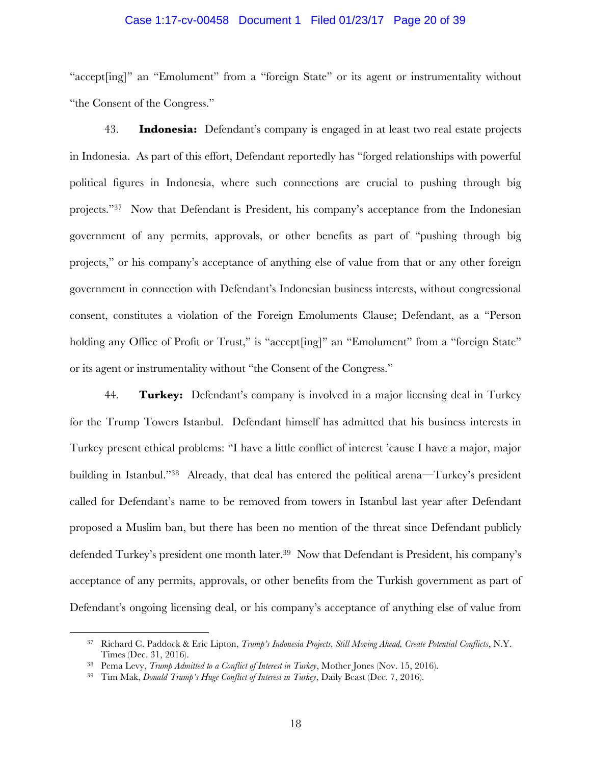"accept[ing]" an "Emolument" from a "foreign State" or its agent or instrumentality without "the Consent of the Congress."

43. **Indonesia:** Defendant's company is engaged in at least two real estate projects in Indonesia. As part of this effort, Defendant reportedly has "forged relationships with powerful political figures in Indonesia, where such connections are crucial to pushing through big projects."[37] Now that Defendant is President, his company's acceptance from the Indonesian government of any permits, approvals, or other benefits as part of "pushing through big projects," or his company's acceptance of anything else of value from that or any other foreign government in connection with Defendant's Indonesian business interests, without congressional consent, constitutes a violation of the Foreign Emoluments Clause; Defendant, as a "Person holding any Office of Profit or Trust," is "accept[ing]" an "Emolument" from a "foreign State" or its agent or instrumentality without "the Consent of the Congress."

44. **Turkey:** Defendant's company is involved in a major licensing deal in Turkey for the Trump Towers Istanbul. Defendant himself has admitted that his business interests in Turkey present ethical problems: "I have a little conflict of interest 'cause I have a major, major building in Istanbul."[38] Already, that deal has entered the political arena—Turkey's president called for Defendant's name to be removed from towers in Istanbul last year after Defendant proposed a Muslim ban, but there has been no mention of the threat since Defendant publicly defended Turkey's president one month later.[39] Now that Defendant is President, his company's acceptance of any permits, approvals, or other benefits from the Turkish government as part of Defendant's ongoing licensing deal, or his company's acceptance of anything else of value from

[37] Richard C. Paddock & Eric Lipton, *Trump's Indonesia Projects, Still Moving Ahead, Create Potential Conflicts*, N.Y. Times (Dec. 31, 2016).

[38] Pema Levy, *Trump Admitted to a Conflict of Interest in Turkey*, Mother Jones (Nov. 15, 2016).

[39] Tim Mak, *Donald Trump's Huge Conflict of Interest in Turkey*, Daily Beast (Dec. 7, 2016).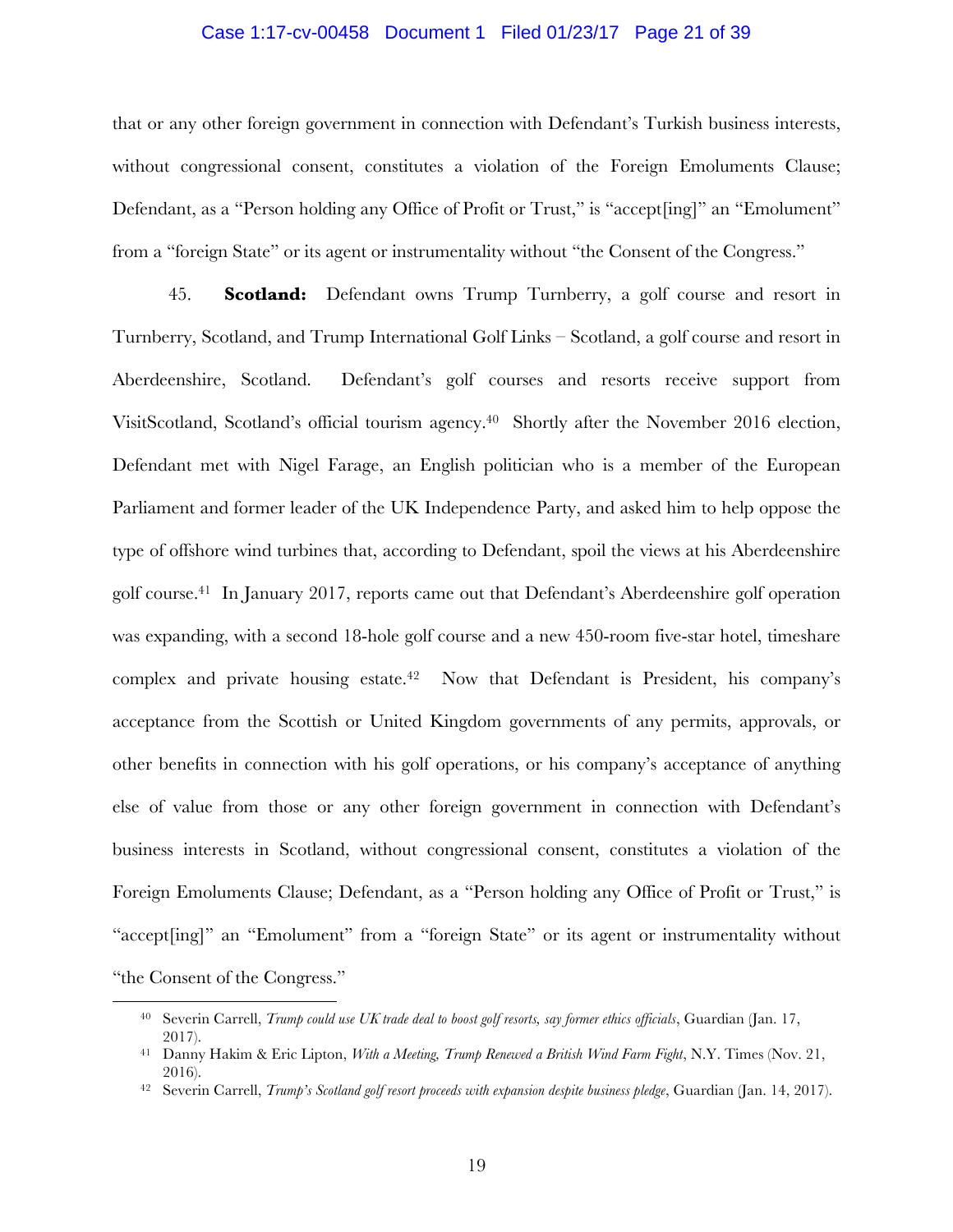that or any other foreign government in connection with Defendant's Turkish business interests, without congressional consent, constitutes a violation of the Foreign Emoluments Clause; Defendant, as a "Person holding any Office of Profit or Trust," is "accept[ing]" an "Emolument" from a "foreign State" or its agent or instrumentality without "the Consent of the Congress."

45. **Scotland:** Defendant owns Trump Turnberry, a golf course and resort in Turnberry, Scotland, and Trump International Golf Links – Scotland, a golf course and resort in Aberdeenshire, Scotland. Defendant's golf courses and resorts receive support from VisitScotland, Scotland's official tourism agency.[40] Shortly after the November 2016 election, Defendant met with Nigel Farage, an English politician who is a member of the European Parliament and former leader of the UK Independence Party, and asked him to help oppose the type of offshore wind turbines that, according to Defendant, spoil the views at his Aberdeenshire golf course.[41] In January 2017, reports came out that Defendant's Aberdeenshire golf operation was expanding, with a second 18-hole golf course and a new 450-room five-star hotel, timeshare complex and private housing estate.[42] Now that Defendant is President, his company's acceptance from the Scottish or United Kingdom governments of any permits, approvals, or other benefits in connection with his golf operations, or his company's acceptance of anything else of value from those or any other foreign government in connection with Defendant's business interests in Scotland, without congressional consent, constitutes a violation of the Foreign Emoluments Clause; Defendant, as a "Person holding any Office of Profit or Trust," is "accept[ing]" an "Emolument" from a "foreign State" or its agent or instrumentality without "the Consent of the Congress."

---

[40] Severin Carrell, *Trump could use UK trade deal to boost golf resorts, say former ethics officials*, Guardian (Jan. 17, 2017).

[41] Danny Hakim & Eric Lipton, *With a Meeting, Trump Renewed a British Wind Farm Fight*, N.Y. Times (Nov. 21, 2016).

[42] Severin Carrell, *Trump's Scotland golf resort proceeds with expansion despite business pledge*, Guardian (Jan. 14, 2017).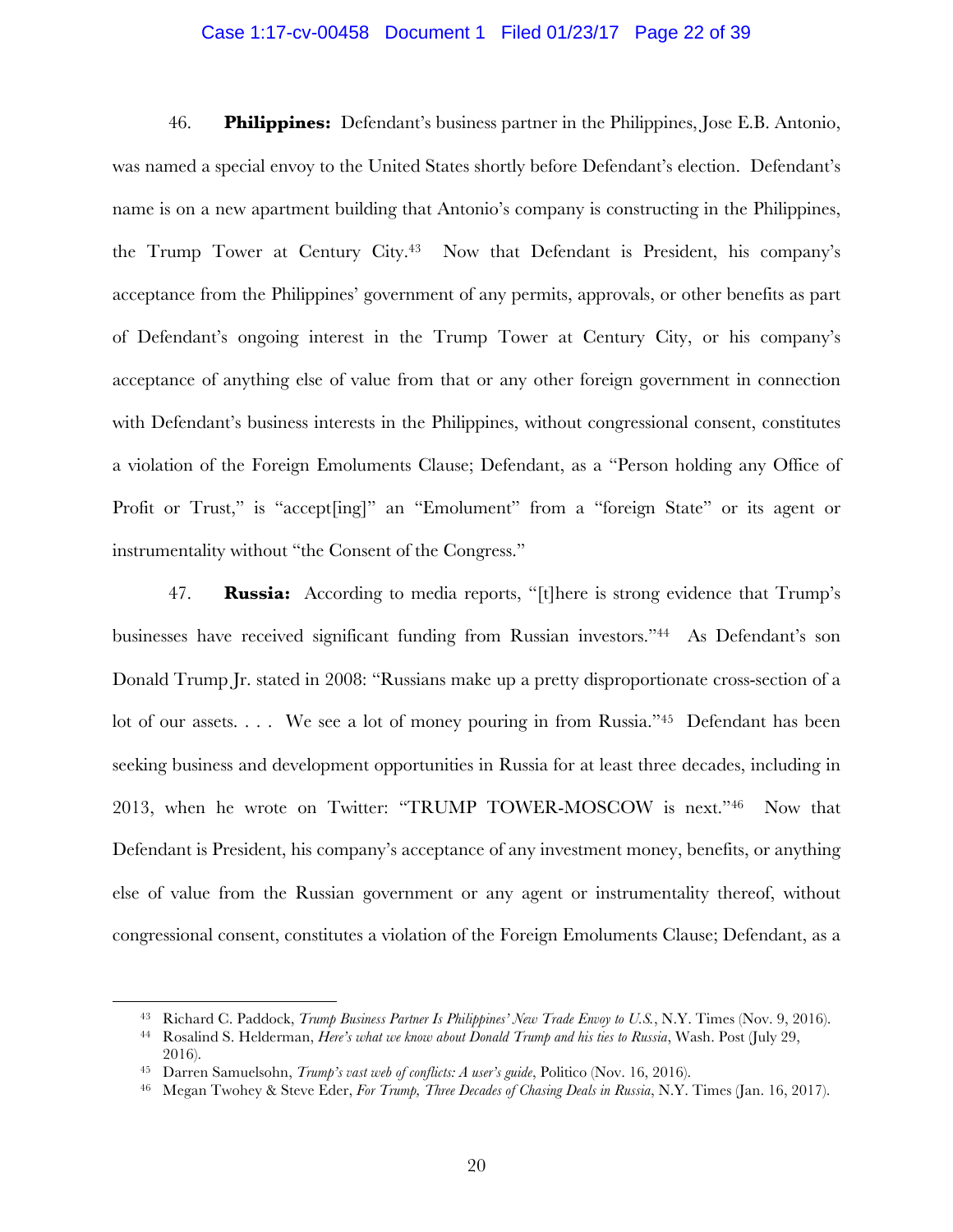46. **Philippines:** Defendant's business partner in the Philippines, Jose E.B. Antonio, was named a special envoy to the United States shortly before Defendant's election. Defendant's name is on a new apartment building that Antonio's company is constructing in the Philippines, the Trump Tower at Century City.[43] Now that Defendant is President, his company's acceptance from the Philippines' government of any permits, approvals, or other benefits as part of Defendant's ongoing interest in the Trump Tower at Century City, or his company's acceptance of anything else of value from that or any other foreign government in connection with Defendant's business interests in the Philippines, without congressional consent, constitutes a violation of the Foreign Emoluments Clause; Defendant, as a "Person holding any Office of Profit or Trust," is "accept[ing]" an "Emolument" from a "foreign State" or its agent or instrumentality without "the Consent of the Congress."

47. **Russia:** According to media reports, "[t]here is strong evidence that Trump's businesses have received significant funding from Russian investors."[44] As Defendant's son Donald Trump Jr. stated in 2008: "Russians make up a pretty disproportionate cross-section of a lot of our assets. . . . We see a lot of money pouring in from Russia."[45] Defendant has been seeking business and development opportunities in Russia for at least three decades, including in 2013, when he wrote on Twitter: "TRUMP TOWER-MOSCOW is next."[46] Now that Defendant is President, his company's acceptance of any investment money, benefits, or anything else of value from the Russian government or any agent or instrumentality thereof, without congressional consent, constitutes a violation of the Foreign Emoluments Clause; Defendant, as a

---

[43] Richard C. Paddock, *Trump Business Partner Is Philippines' New Trade Envoy to U.S.*, N.Y. Times (Nov. 9, 2016).

[44] Rosalind S. Helderman, *Here's what we know about Donald Trump and his ties to Russia*, Wash. Post (July 29, 2016).

[45] Darren Samuelsohn, *Trump's vast web of conflicts: A user's guide*, Politico (Nov. 16, 2016).

[46] Megan Twohey & Steve Eder, *For Trump, Three Decades of Chasing Deals in Russia*, N.Y. Times (Jan. 16, 2017).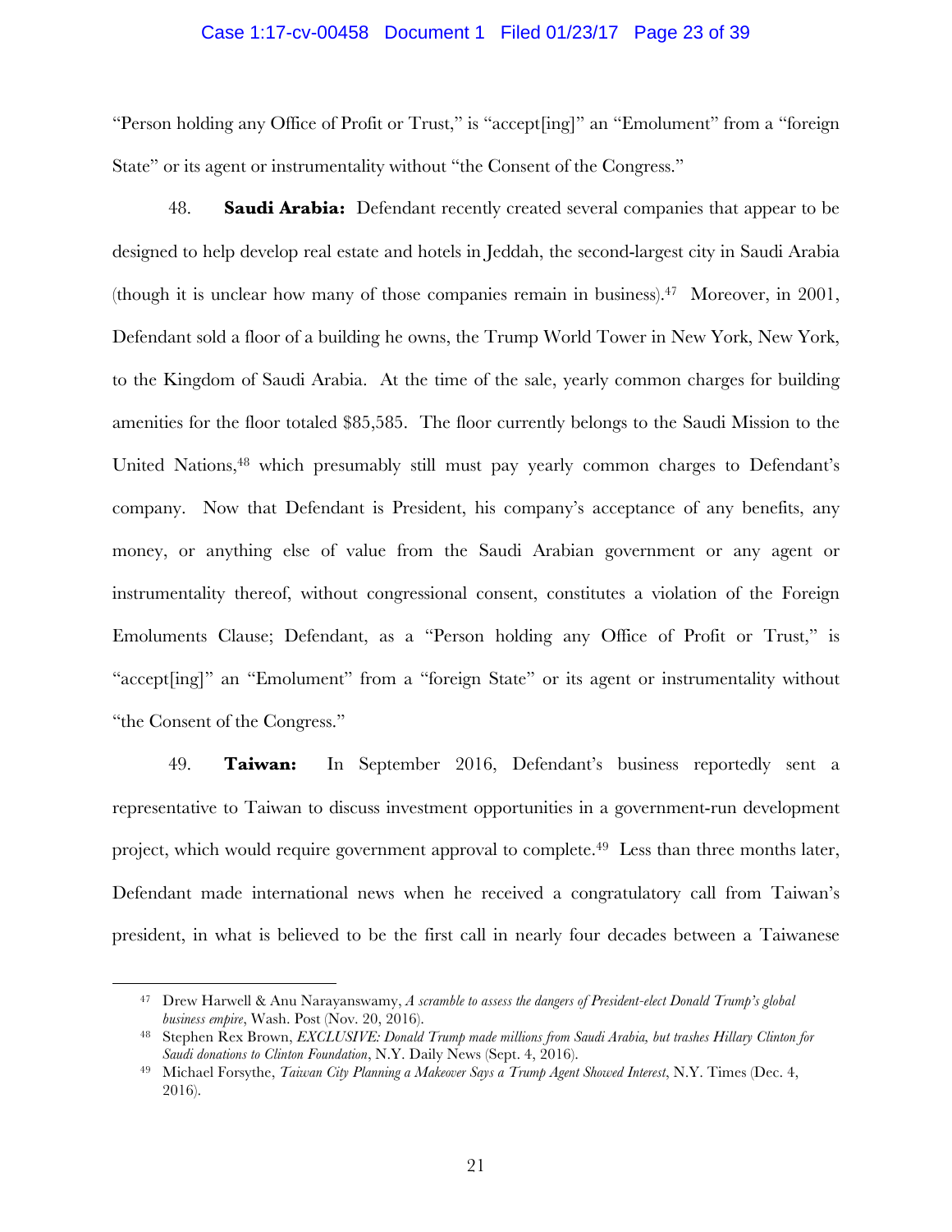"Person holding any Office of Profit or Trust," is "accept[ing]" an "Emolument" from a "foreign State" or its agent or instrumentality without "the Consent of the Congress."

48. **Saudi Arabia:** Defendant recently created several companies that appear to be designed to help develop real estate and hotels in Jeddah, the second-largest city in Saudi Arabia (though it is unclear how many of those companies remain in business).[47] Moreover, in 2001, Defendant sold a floor of a building he owns, the Trump World Tower in New York, New York, to the Kingdom of Saudi Arabia. At the time of the sale, yearly common charges for building amenities for the floor totaled $85,585. The floor currently belongs to the Saudi Mission to the United Nations,[48] which presumably still must pay yearly common charges to Defendant's company. Now that Defendant is President, his company's acceptance of any benefits, any money, or anything else of value from the Saudi Arabian government or any agent or instrumentality thereof, without congressional consent, constitutes a violation of the Foreign Emoluments Clause; Defendant, as a "Person holding any Office of Profit or Trust," is "accept[ing]" an "Emolument" from a "foreign State" or its agent or instrumentality without "the Consent of the Congress."

49. **Taiwan:** In September 2016, Defendant's business reportedly sent a representative to Taiwan to discuss investment opportunities in a government-run development project, which would require government approval to complete.[49] Less than three months later, Defendant made international news when he received a congratulatory call from Taiwan's president, in what is believed to be the first call in nearly four decades between a Taiwanese

---

[47] Drew Harwell & Anu Narayanswamy, *A scramble to assess the dangers of President-elect Donald Trump's global business empire*, Wash. Post (Nov. 20, 2016).

[48] Stephen Rex Brown, *EXCLUSIVE: Donald Trump made millions from Saudi Arabia, but trashes Hillary Clinton for Saudi donations to Clinton Foundation*, N.Y. Daily News (Sept. 4, 2016).

[49] Michael Forsythe, *Taiwan City Planning a Makeover Says a Trump Agent Showed Interest*, N.Y. Times (Dec. 4, 2016).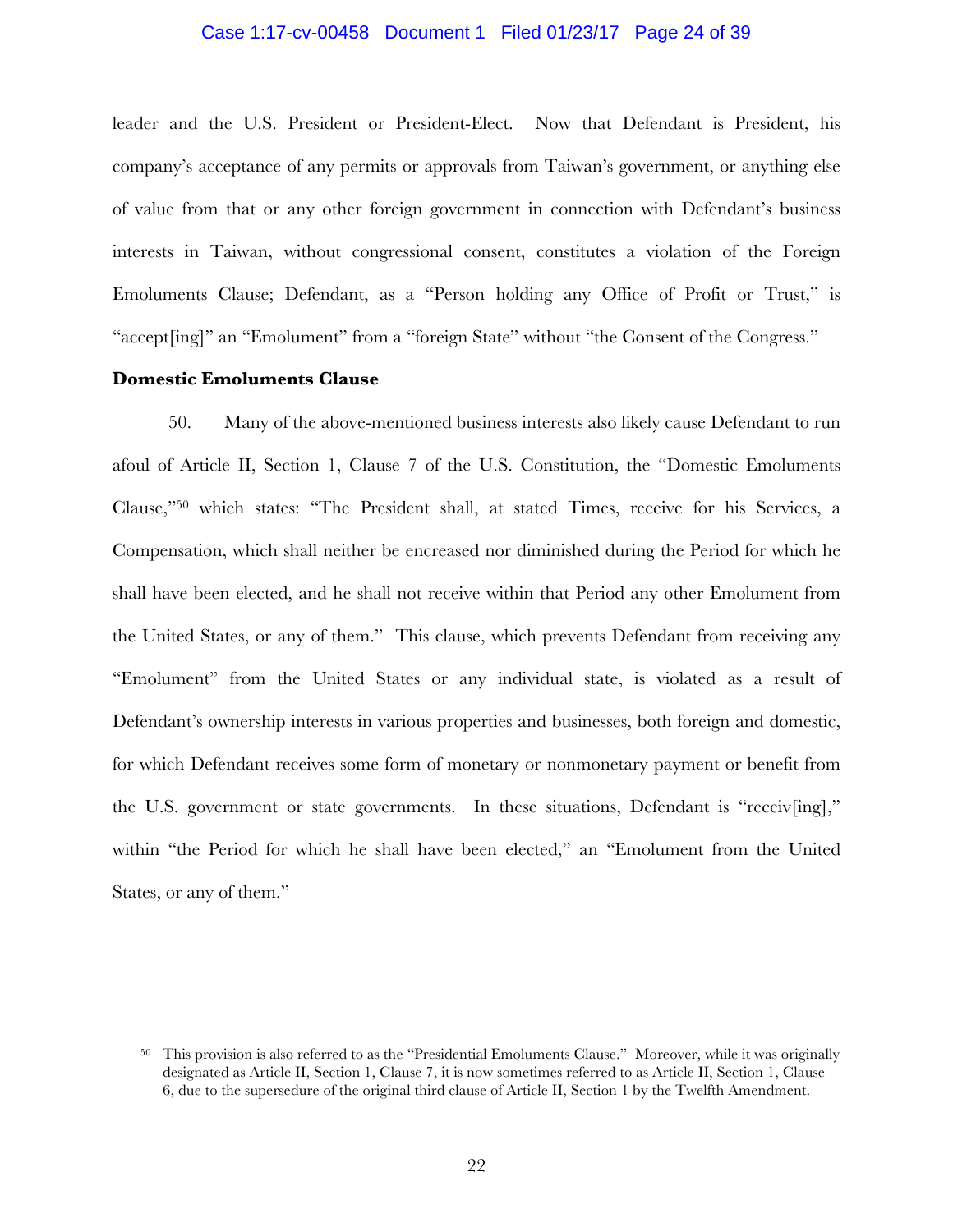leader and the U.S. President or President-Elect. Now that Defendant is President, his company's acceptance of any permits or approvals from Taiwan's government, or anything else of value from that or any other foreign government in connection with Defendant's business interests in Taiwan, without congressional consent, constitutes a violation of the Foreign Emoluments Clause; Defendant, as a "Person holding any Office of Profit or Trust," is "accept[ing]" an "Emolument" from a "foreign State" without "the Consent of the Congress."

**Domestic Emoluments Clause**

50. Many of the above-mentioned business interests also likely cause Defendant to run afoul of Article II, Section 1, Clause 7 of the U.S. Constitution, the "Domestic Emoluments Clause,"[50] which states: "The President shall, at stated Times, receive for his Services, a Compensation, which shall neither be encreased nor diminished during the Period for which he shall have been elected, and he shall not receive within that Period any other Emolument from the United States, or any of them." This clause, which prevents Defendant from receiving any "Emolument" from the United States or any individual state, is violated as a result of Defendant's ownership interests in various properties and businesses, both foreign and domestic, for which Defendant receives some form of monetary or nonmonetary payment or benefit from the U.S. government or state governments. In these situations, Defendant is "receiv[ing]," within "the Period for which he shall have been elected," an "Emolument from the United States, or any of them."

---

[50] This provision is also referred to as the "Presidential Emoluments Clause." Moreover, while it was originally designated as Article II, Section 1, Clause 7, it is now sometimes referred to as Article II, Section 1, Clause 6, due to the supersedure of the original third clause of Article II, Section 1 by the Twelfth Amendment.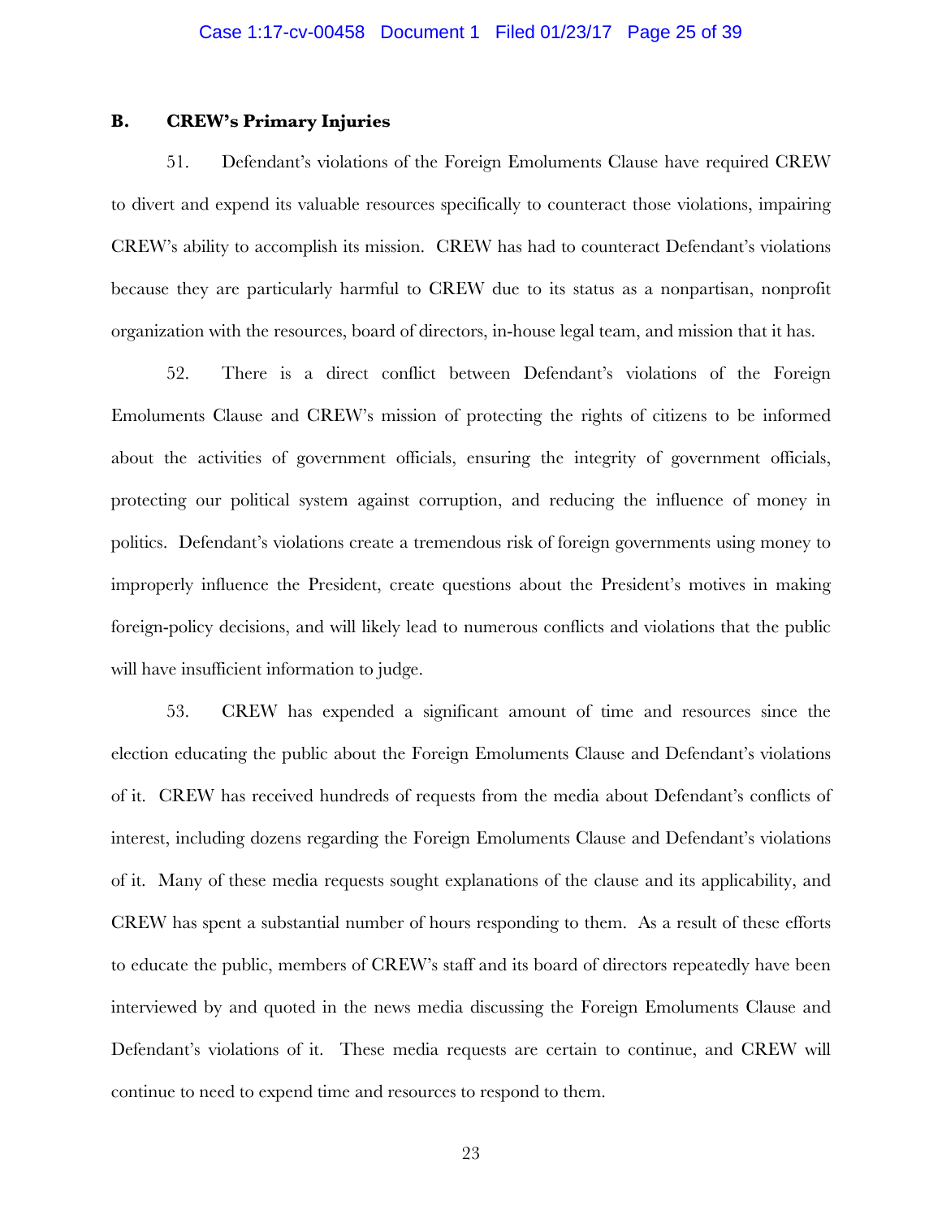## B. CREW's Primary Injuries

51. Defendant's violations of the Foreign Emoluments Clause have required CREW to divert and expend its valuable resources specifically to counteract those violations, impairing CREW's ability to accomplish its mission. CREW has had to counteract Defendant's violations because they are particularly harmful to CREW due to its status as a nonpartisan, nonprofit organization with the resources, board of directors, in-house legal team, and mission that it has.

52. There is a direct conflict between Defendant's violations of the Foreign Emoluments Clause and CREW's mission of protecting the rights of citizens to be informed about the activities of government officials, ensuring the integrity of government officials, protecting our political system against corruption, and reducing the influence of money in politics. Defendant's violations create a tremendous risk of foreign governments using money to improperly influence the President, create questions about the President's motives in making foreign-policy decisions, and will likely lead to numerous conflicts and violations that the public will have insufficient information to judge.

53. CREW has expended a significant amount of time and resources since the election educating the public about the Foreign Emoluments Clause and Defendant's violations of it. CREW has received hundreds of requests from the media about Defendant's conflicts of interest, including dozens regarding the Foreign Emoluments Clause and Defendant's violations of it. Many of these media requests sought explanations of the clause and its applicability, and CREW has spent a substantial number of hours responding to them. As a result of these efforts to educate the public, members of CREW's staff and its board of directors repeatedly have been interviewed by and quoted in the news media discussing the Foreign Emoluments Clause and Defendant's violations of it. These media requests are certain to continue, and CREW will continue to need to expend time and resources to respond to them.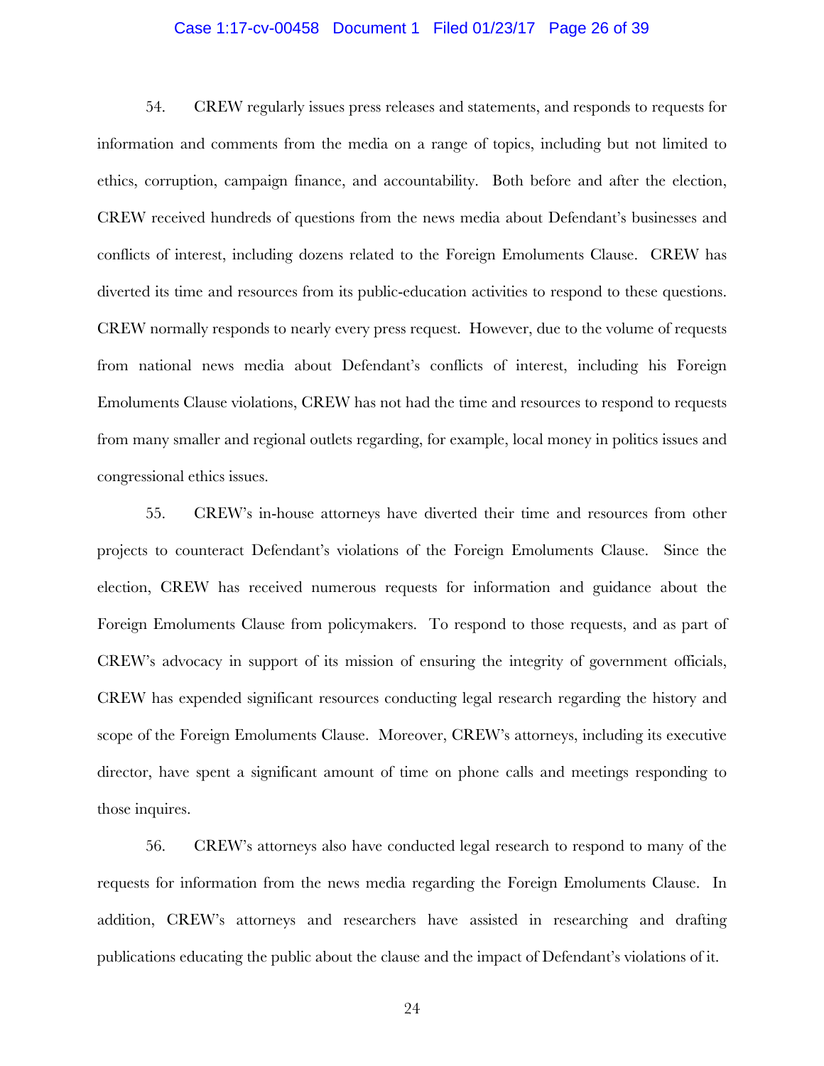54. CREW regularly issues press releases and statements, and responds to requests for information and comments from the media on a range of topics, including but not limited to ethics, corruption, campaign finance, and accountability. Both before and after the election, CREW received hundreds of questions from the news media about Defendant's businesses and conflicts of interest, including dozens related to the Foreign Emoluments Clause. CREW has diverted its time and resources from its public-education activities to respond to these questions. CREW normally responds to nearly every press request. However, due to the volume of requests from national news media about Defendant's conflicts of interest, including his Foreign Emoluments Clause violations, CREW has not had the time and resources to respond to requests from many smaller and regional outlets regarding, for example, local money in politics issues and congressional ethics issues.

55. CREW's in-house attorneys have diverted their time and resources from other projects to counteract Defendant's violations of the Foreign Emoluments Clause. Since the election, CREW has received numerous requests for information and guidance about the Foreign Emoluments Clause from policymakers. To respond to those requests, and as part of CREW's advocacy in support of its mission of ensuring the integrity of government officials, CREW has expended significant resources conducting legal research regarding the history and scope of the Foreign Emoluments Clause. Moreover, CREW's attorneys, including its executive director, have spent a significant amount of time on phone calls and meetings responding to those inquires.

56. CREW's attorneys also have conducted legal research to respond to many of the requests for information from the news media regarding the Foreign Emoluments Clause. In addition, CREW's attorneys and researchers have assisted in researching and drafting publications educating the public about the clause and the impact of Defendant's violations of it.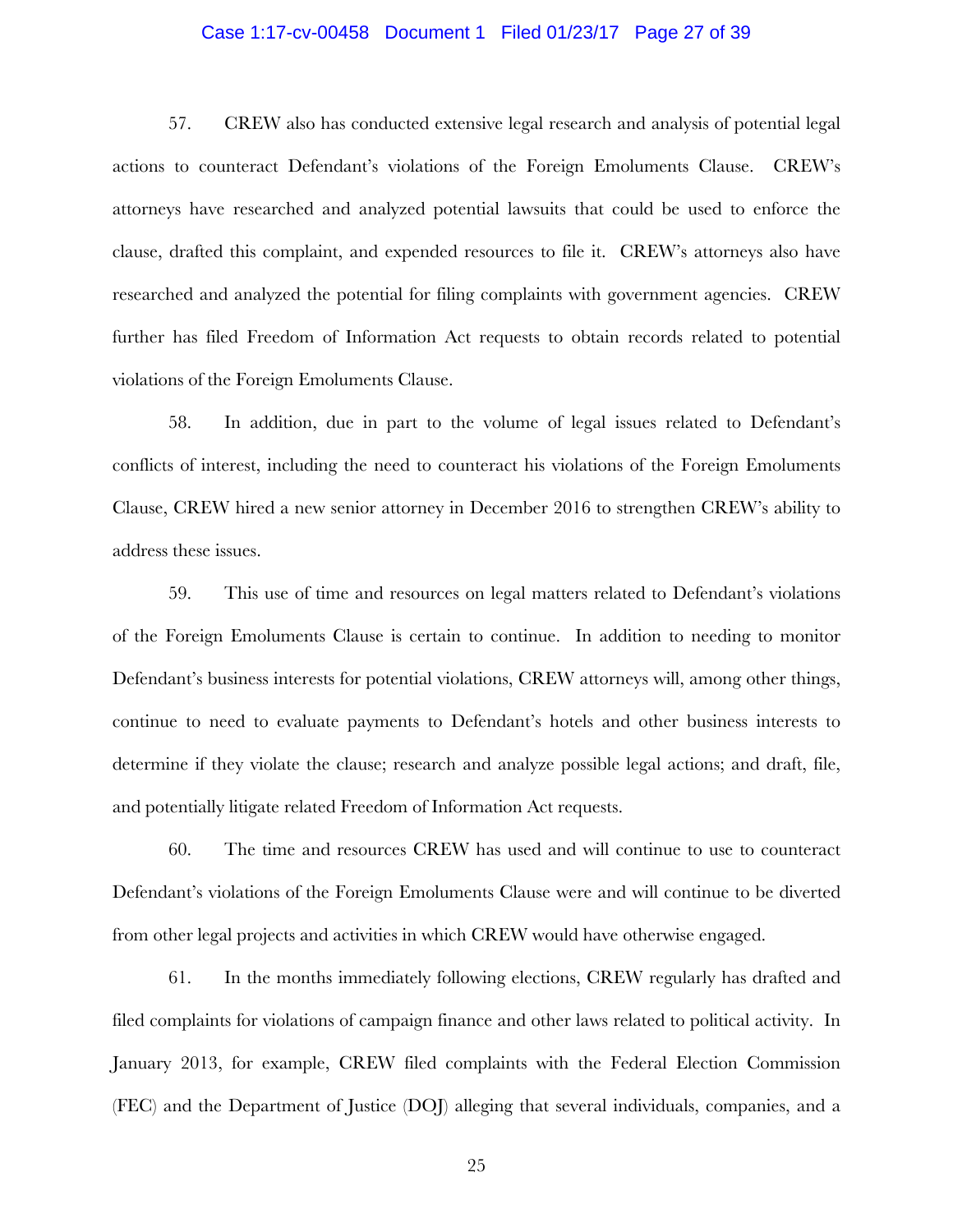57. CREW also has conducted extensive legal research and analysis of potential legal actions to counteract Defendant's violations of the Foreign Emoluments Clause. CREW's attorneys have researched and analyzed potential lawsuits that could be used to enforce the clause, drafted this complaint, and expended resources to file it. CREW's attorneys also have researched and analyzed the potential for filing complaints with government agencies. CREW further has filed Freedom of Information Act requests to obtain records related to potential violations of the Foreign Emoluments Clause.

58. In addition, due in part to the volume of legal issues related to Defendant's conflicts of interest, including the need to counteract his violations of the Foreign Emoluments Clause, CREW hired a new senior attorney in December 2016 to strengthen CREW's ability to address these issues.

59. This use of time and resources on legal matters related to Defendant's violations of the Foreign Emoluments Clause is certain to continue. In addition to needing to monitor Defendant's business interests for potential violations, CREW attorneys will, among other things, continue to need to evaluate payments to Defendant's hotels and other business interests to determine if they violate the clause; research and analyze possible legal actions; and draft, file, and potentially litigate related Freedom of Information Act requests.

60. The time and resources CREW has used and will continue to use to counteract Defendant's violations of the Foreign Emoluments Clause were and will continue to be diverted from other legal projects and activities in which CREW would have otherwise engaged.

61. In the months immediately following elections, CREW regularly has drafted and filed complaints for violations of campaign finance and other laws related to political activity. In January 2013, for example, CREW filed complaints with the Federal Election Commission (FEC) and the Department of Justice (DOJ) alleging that several individuals, companies, and a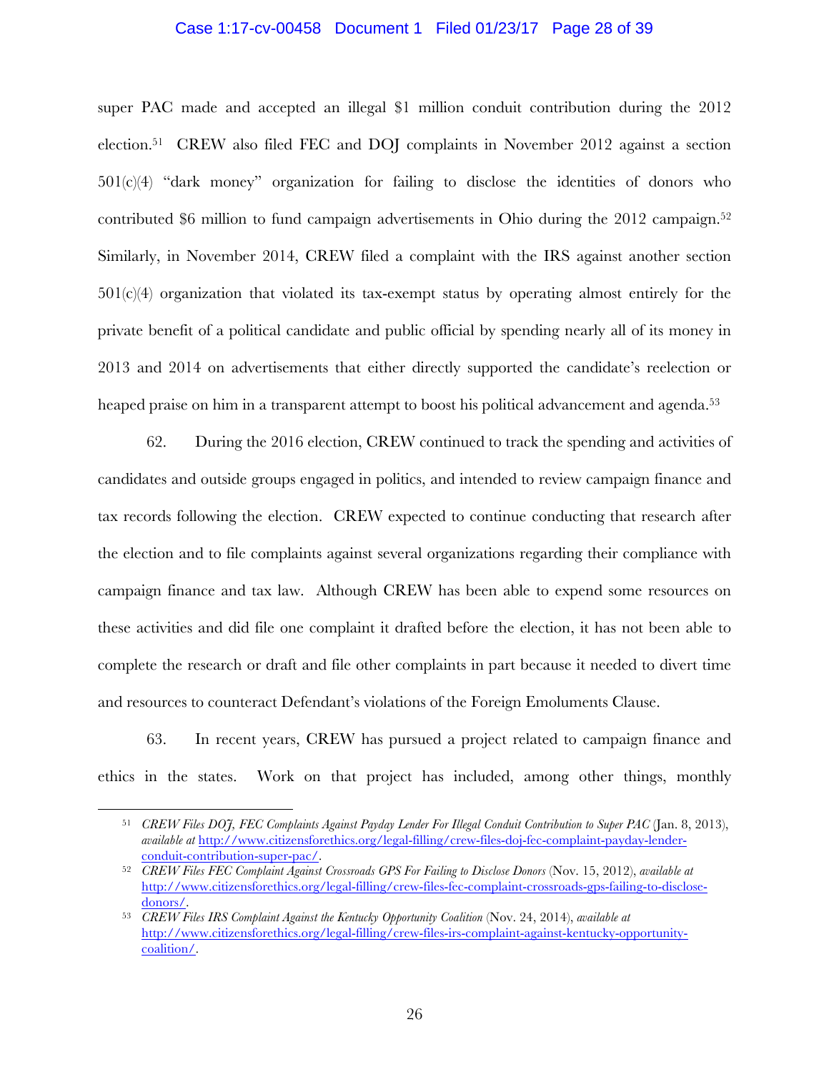super PAC made and accepted an illegal $1 million conduit contribution during the 2012 election.[51] CREW also filed FEC and DOJ complaints in November 2012 against a section 501(c)(4) "dark money" organization for failing to disclose the identities of donors who contributed $6 million to fund campaign advertisements in Ohio during the 2012 campaign.[52] Similarly, in November 2014, CREW filed a complaint with the IRS against another section 501(c)(4) organization that violated its tax-exempt status by operating almost entirely for the private benefit of a political candidate and public official by spending nearly all of its money in 2013 and 2014 on advertisements that either directly supported the candidate's reelection or heaped praise on him in a transparent attempt to boost his political advancement and agenda.[53]

62. During the 2016 election, CREW continued to track the spending and activities of candidates and outside groups engaged in politics, and intended to review campaign finance and tax records following the election. CREW expected to continue conducting that research after the election and to file complaints against several organizations regarding their compliance with campaign finance and tax law. Although CREW has been able to expend some resources on these activities and did file one complaint it drafted before the election, it has not been able to complete the research or draft and file other complaints in part because it needed to divert time and resources to counteract Defendant's violations of the Foreign Emoluments Clause.

63. In recent years, CREW has pursued a project related to campaign finance and ethics in the states. Work on that project has included, among other things, monthly

---

[51] *CREW Files DOJ, FEC Complaints Against Payday Lender For Illegal Conduit Contribution to Super PAC* (Jan. 8, 2013), *available at* http://www.citizensforethics.org/legal-filling/crew-files-doj-fec-complaint-payday-lender-conduit-contribution-super-pac/.

[52] *CREW Files FEC Complaint Against Crossroads GPS For Failing to Disclose Donors* (Nov. 15, 2012), *available at* http://www.citizensforethics.org/legal-filling/crew-files-fec-complaint-crossroads-gps-failing-to-disclose-donors/.

[53] *CREW Files IRS Complaint Against the Kentucky Opportunity Coalition* (Nov. 24, 2014), *available at* http://www.citizensforethics.org/legal-filling/crew-files-irs-complaint-against-kentucky-opportunity-coalition/.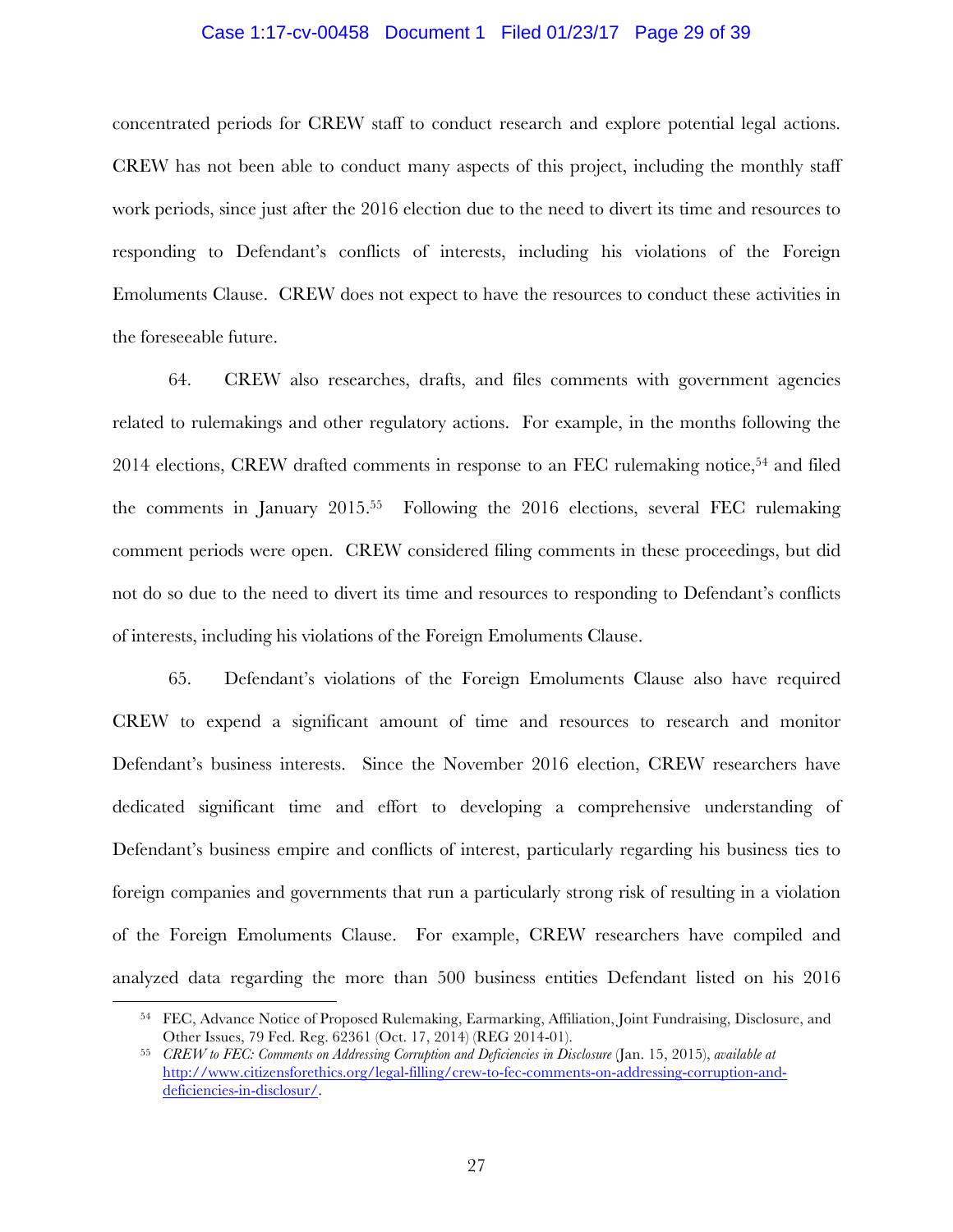concentrated periods for CREW staff to conduct research and explore potential legal actions. CREW has not been able to conduct many aspects of this project, including the monthly staff work periods, since just after the 2016 election due to the need to divert its time and resources to responding to Defendant's conflicts of interests, including his violations of the Foreign Emoluments Clause. CREW does not expect to have the resources to conduct these activities in the foreseeable future.

64. CREW also researches, drafts, and files comments with government agencies related to rulemakings and other regulatory actions. For example, in the months following the 2014 elections, CREW drafted comments in response to an FEC rulemaking notice,[54] and filed the comments in January 2015.[55] Following the 2016 elections, several FEC rulemaking comment periods were open. CREW considered filing comments in these proceedings, but did not do so due to the need to divert its time and resources to responding to Defendant's conflicts of interests, including his violations of the Foreign Emoluments Clause.

65. Defendant's violations of the Foreign Emoluments Clause also have required CREW to expend a significant amount of time and resources to research and monitor Defendant's business interests. Since the November 2016 election, CREW researchers have dedicated significant time and effort to developing a comprehensive understanding of Defendant's business empire and conflicts of interest, particularly regarding his business ties to foreign companies and governments that run a particularly strong risk of resulting in a violation of the Foreign Emoluments Clause. For example, CREW researchers have compiled and analyzed data regarding the more than 500 business entities Defendant listed on his 2016

---

[54] FEC, Advance Notice of Proposed Rulemaking, Earmarking, Affiliation, Joint Fundraising, Disclosure, and Other Issues, 79 Fed. Reg. 62361 (Oct. 17, 2014) (REG 2014-01).

[55] *CREW to FEC: Comments on Addressing Corruption and Deficiencies in Disclosure* (Jan. 15, 2015), *available at* http://www.citizensforethics.org/legal-filling/crew-to-fec-comments-on-addressing-corruption-and-deficiencies-in-disclosur/.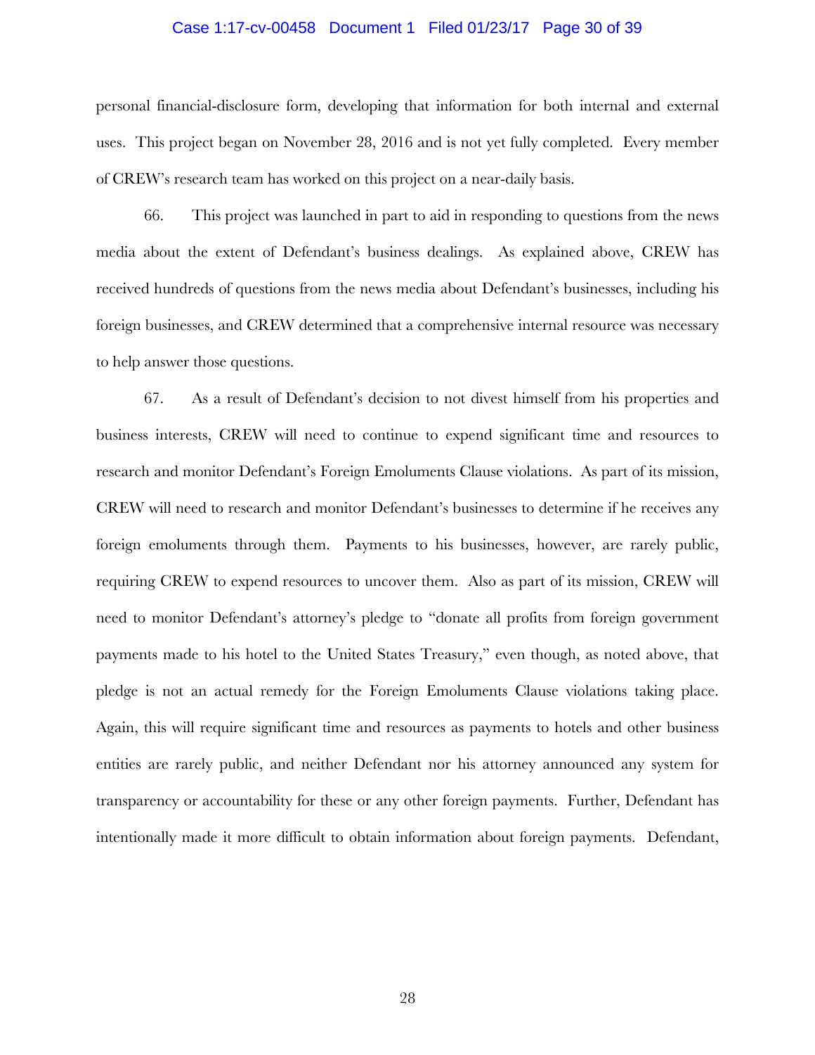personal financial-disclosure form, developing that information for both internal and external uses. This project began on November 28, 2016 and is not yet fully completed. Every member of CREW's research team has worked on this project on a near-daily basis.

66. This project was launched in part to aid in responding to questions from the news media about the extent of Defendant's business dealings. As explained above, CREW has received hundreds of questions from the news media about Defendant's businesses, including his foreign businesses, and CREW determined that a comprehensive internal resource was necessary to help answer those questions.

67. As a result of Defendant's decision to not divest himself from his properties and business interests, CREW will need to continue to expend significant time and resources to research and monitor Defendant's Foreign Emoluments Clause violations. As part of its mission, CREW will need to research and monitor Defendant's businesses to determine if he receives any foreign emoluments through them. Payments to his businesses, however, are rarely public, requiring CREW to expend resources to uncover them. Also as part of its mission, CREW will need to monitor Defendant's attorney's pledge to "donate all profits from foreign government payments made to his hotel to the United States Treasury," even though, as noted above, that pledge is not an actual remedy for the Foreign Emoluments Clause violations taking place. Again, this will require significant time and resources as payments to hotels and other business entities are rarely public, and neither Defendant nor his attorney announced any system for transparency or accountability for these or any other foreign payments. Further, Defendant has intentionally made it more difficult to obtain information about foreign payments. Defendant,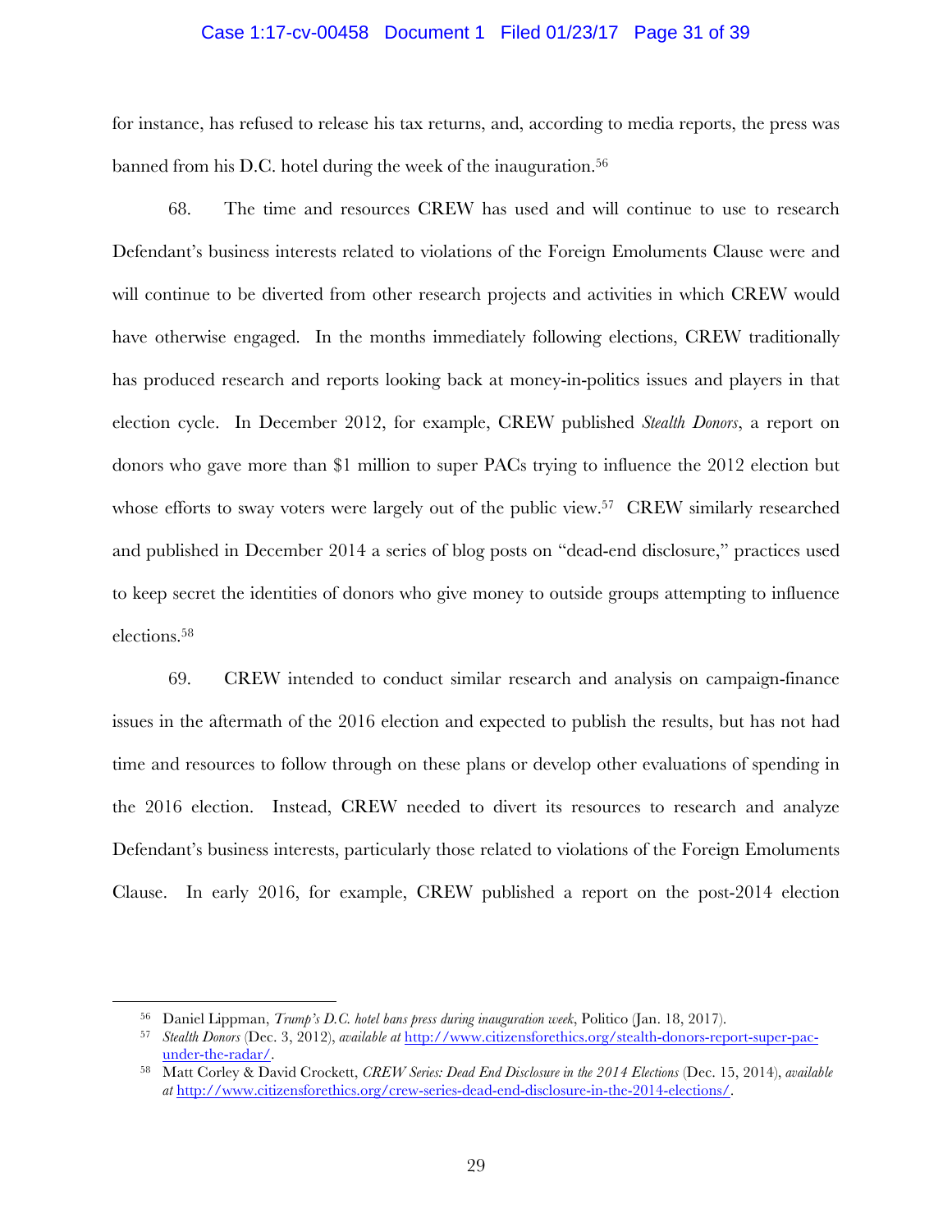for instance, has refused to release his tax returns, and, according to media reports, the press was banned from his D.C. hotel during the week of the inauguration.[56]

68. The time and resources CREW has used and will continue to use to research Defendant's business interests related to violations of the Foreign Emoluments Clause were and will continue to be diverted from other research projects and activities in which CREW would have otherwise engaged. In the months immediately following elections, CREW traditionally has produced research and reports looking back at money-in-politics issues and players in that election cycle. In December 2012, for example, CREW published *Stealth Donors*, a report on donors who gave more than $1 million to super PACs trying to influence the 2012 election but whose efforts to sway voters were largely out of the public view.[57] CREW similarly researched and published in December 2014 a series of blog posts on "dead-end disclosure," practices used to keep secret the identities of donors who give money to outside groups attempting to influence elections.[58]

69. CREW intended to conduct similar research and analysis on campaign-finance issues in the aftermath of the 2016 election and expected to publish the results, but has not had time and resources to follow through on these plans or develop other evaluations of spending in the 2016 election. Instead, CREW needed to divert its resources to research and analyze Defendant's business interests, particularly those related to violations of the Foreign Emoluments Clause. In early 2016, for example, CREW published a report on the post-2014 election

---

[56] Daniel Lippman, *Trump's D.C. hotel bans press during inauguration week*, Politico (Jan. 18, 2017).

[57] *Stealth Donors* (Dec. 3, 2012), *available at* http://www.citizensforethics.org/stealth-donors-report-super-pac-under-the-radar/.

[58] Matt Corley & David Crockett, *CREW Series: Dead End Disclosure in the 2014 Elections* (Dec. 15, 2014), *available at* http://www.citizensforethics.org/crew-series-dead-end-disclosure-in-the-2014-elections/.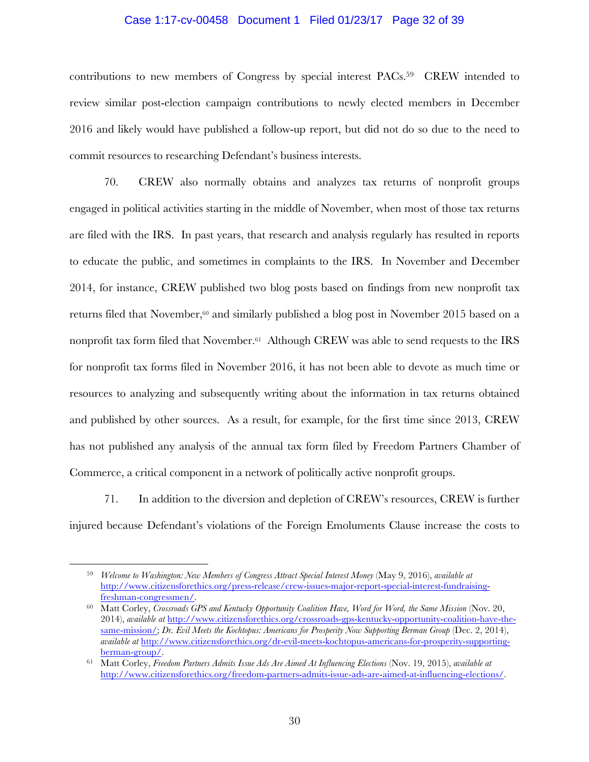contributions to new members of Congress by special interest PACs.[59] CREW intended to review similar post-election campaign contributions to newly elected members in December 2016 and likely would have published a follow-up report, but did not do so due to the need to commit resources to researching Defendant's business interests.

70. CREW also normally obtains and analyzes tax returns of nonprofit groups engaged in political activities starting in the middle of November, when most of those tax returns are filed with the IRS. In past years, that research and analysis regularly has resulted in reports to educate the public, and sometimes in complaints to the IRS. In November and December 2014, for instance, CREW published two blog posts based on findings from new nonprofit tax returns filed that November,[60] and similarly published a blog post in November 2015 based on a nonprofit tax form filed that November.[61] Although CREW was able to send requests to the IRS for nonprofit tax forms filed in November 2016, it has not been able to devote as much time or resources to analyzing and subsequently writing about the information in tax returns obtained and published by other sources. As a result, for example, for the first time since 2013, CREW has not published any analysis of the annual tax form filed by Freedom Partners Chamber of Commerce, a critical component in a network of politically active nonprofit groups.

71. In addition to the diversion and depletion of CREW's resources, CREW is further injured because Defendant's violations of the Foreign Emoluments Clause increase the costs to

---

[59] *Welcome to Washington: New Members of Congress Attract Special Interest Money* (May 9, 2016), *available at* http://www.citizensforethics.org/press-release/crew-issues-major-report-special-interest-fundraising-freshman-congressmen/.

[60] Matt Corley, *Crossroads GPS and Kentucky Opportunity Coalition Have, Word for Word, the Same Mission* (Nov. 20, 2014), *available at* http://www.citizensforethics.org/crossroads-gps-kentucky-opportunity-coalition-have-the-same-mission/; *Dr. Evil Meets the Kochtopus: Americans for Prosperity Now Supporting Berman Group* (Dec. 2, 2014), *available at* http://www.citizensforethics.org/dr-evil-meets-kochtopus-americans-for-prosperity-supporting-berman-group/.

[61] Matt Corley, *Freedom Partners Admits Issue Ads Are Aimed At Influencing Elections* (Nov. 19, 2015), *available at* http://www.citizensforethics.org/freedom-partners-admits-issue-ads-are-aimed-at-influencing-elections/.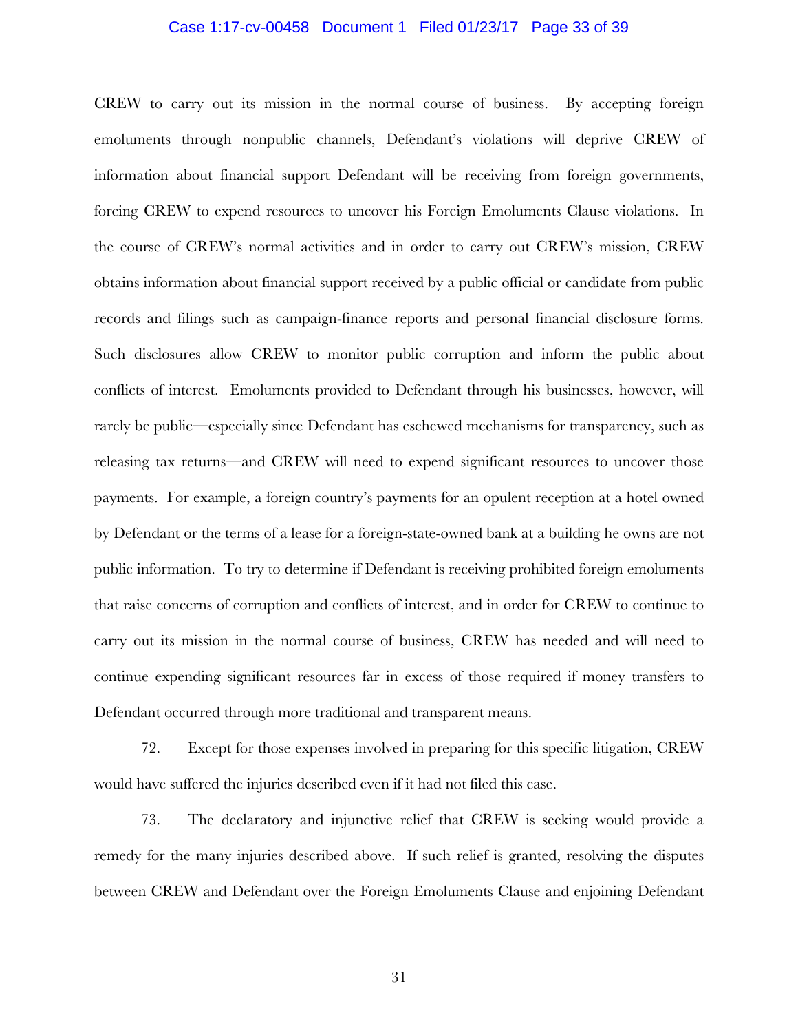CREW to carry out its mission in the normal course of business. By accepting foreign emoluments through nonpublic channels, Defendant's violations will deprive CREW of information about financial support Defendant will be receiving from foreign governments, forcing CREW to expend resources to uncover his Foreign Emoluments Clause violations. In the course of CREW's normal activities and in order to carry out CREW's mission, CREW obtains information about financial support received by a public official or candidate from public records and filings such as campaign-finance reports and personal financial disclosure forms. Such disclosures allow CREW to monitor public corruption and inform the public about conflicts of interest. Emoluments provided to Defendant through his businesses, however, will rarely be public—especially since Defendant has eschewed mechanisms for transparency, such as releasing tax returns—and CREW will need to expend significant resources to uncover those payments. For example, a foreign country's payments for an opulent reception at a hotel owned by Defendant or the terms of a lease for a foreign-state-owned bank at a building he owns are not public information. To try to determine if Defendant is receiving prohibited foreign emoluments that raise concerns of corruption and conflicts of interest, and in order for CREW to continue to carry out its mission in the normal course of business, CREW has needed and will need to continue expending significant resources far in excess of those required if money transfers to Defendant occurred through more traditional and transparent means.

72. Except for those expenses involved in preparing for this specific litigation, CREW would have suffered the injuries described even if it had not filed this case.

73. The declaratory and injunctive relief that CREW is seeking would provide a remedy for the many injuries described above. If such relief is granted, resolving the disputes between CREW and Defendant over the Foreign Emoluments Clause and enjoining Defendant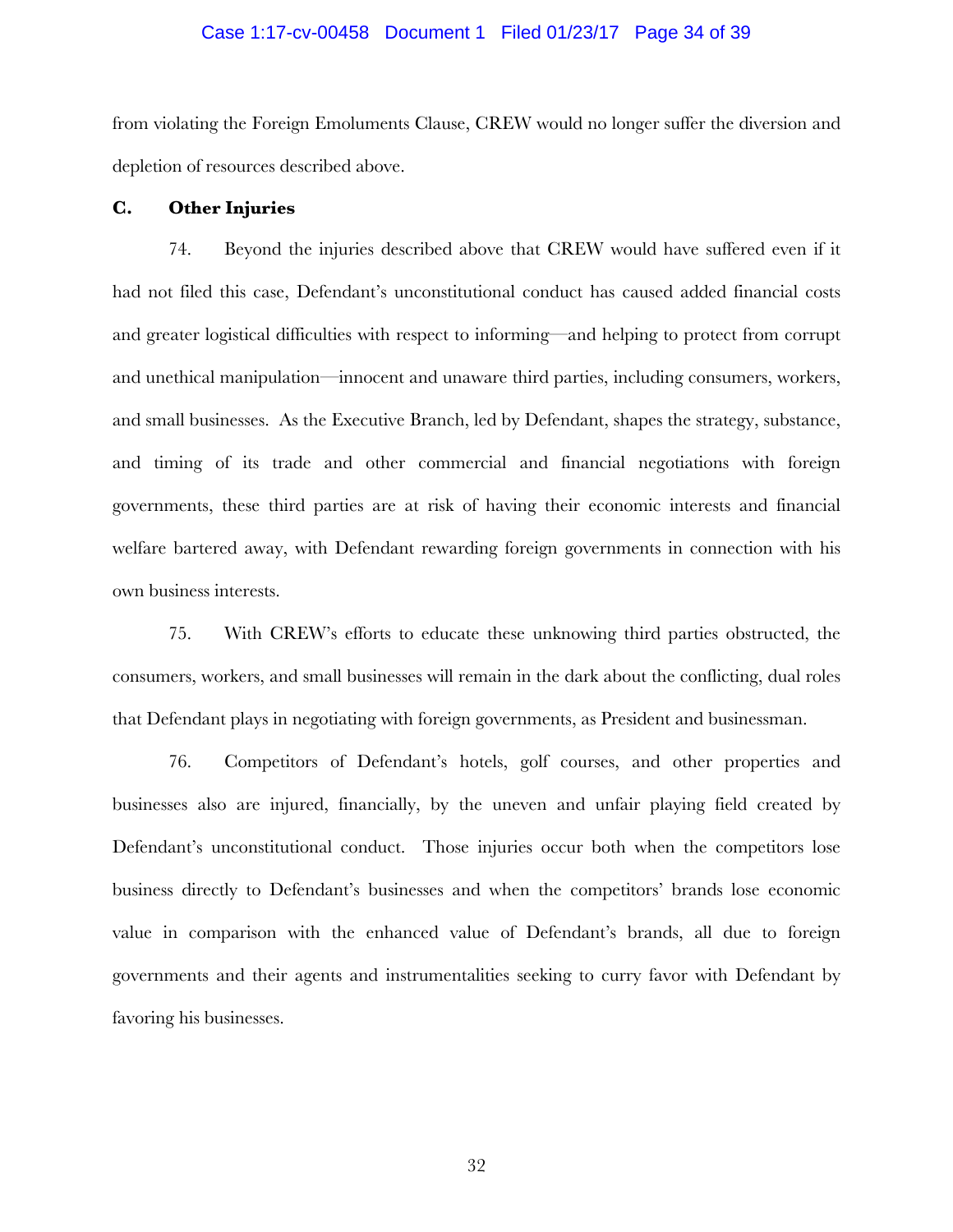from violating the Foreign Emoluments Clause, CREW would no longer suffer the diversion and depletion of resources described above.

### C. Other Injuries

74. Beyond the injuries described above that CREW would have suffered even if it had not filed this case, Defendant's unconstitutional conduct has caused added financial costs and greater logistical difficulties with respect to informing—and helping to protect from corrupt and unethical manipulation—innocent and unaware third parties, including consumers, workers, and small businesses. As the Executive Branch, led by Defendant, shapes the strategy, substance, and timing of its trade and other commercial and financial negotiations with foreign governments, these third parties are at risk of having their economic interests and financial welfare bartered away, with Defendant rewarding foreign governments in connection with his own business interests.

75. With CREW's efforts to educate these unknowing third parties obstructed, the consumers, workers, and small businesses will remain in the dark about the conflicting, dual roles that Defendant plays in negotiating with foreign governments, as President and businessman.

76. Competitors of Defendant's hotels, golf courses, and other properties and businesses also are injured, financially, by the uneven and unfair playing field created by Defendant's unconstitutional conduct. Those injuries occur both when the competitors lose business directly to Defendant's businesses and when the competitors' brands lose economic value in comparison with the enhanced value of Defendant's brands, all due to foreign governments and their agents and instrumentalities seeking to curry favor with Defendant by favoring his businesses.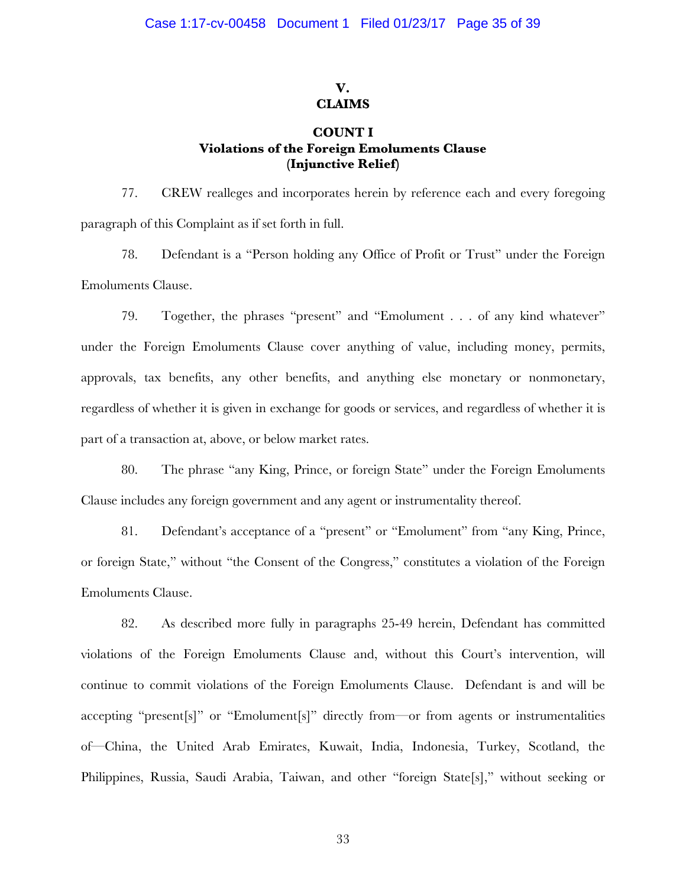# V.
# CLAIMS

## COUNT I
## Violations of the Foreign Emoluments Clause
## (Injunctive Relief)

77. CREW realleges and incorporates herein by reference each and every foregoing paragraph of this Complaint as if set forth in full.

78. Defendant is a "Person holding any Office of Profit or Trust" under the Foreign Emoluments Clause.

79. Together, the phrases "present" and "Emolument . . . of any kind whatever" under the Foreign Emoluments Clause cover anything of value, including money, permits, approvals, tax benefits, any other benefits, and anything else monetary or nonmonetary, regardless of whether it is given in exchange for goods or services, and regardless of whether it is part of a transaction at, above, or below market rates.

80. The phrase "any King, Prince, or foreign State" under the Foreign Emoluments Clause includes any foreign government and any agent or instrumentality thereof.

81. Defendant's acceptance of a "present" or "Emolument" from "any King, Prince, or foreign State," without "the Consent of the Congress," constitutes a violation of the Foreign Emoluments Clause.

82. As described more fully in paragraphs 25-49 herein, Defendant has committed violations of the Foreign Emoluments Clause and, without this Court's intervention, will continue to commit violations of the Foreign Emoluments Clause. Defendant is and will be accepting "present[s]" or "Emolument[s]" directly from—or from agents or instrumentalities of—China, the United Arab Emirates, Kuwait, India, Indonesia, Turkey, Scotland, the Philippines, Russia, Saudi Arabia, Taiwan, and other "foreign State[s]," without seeking or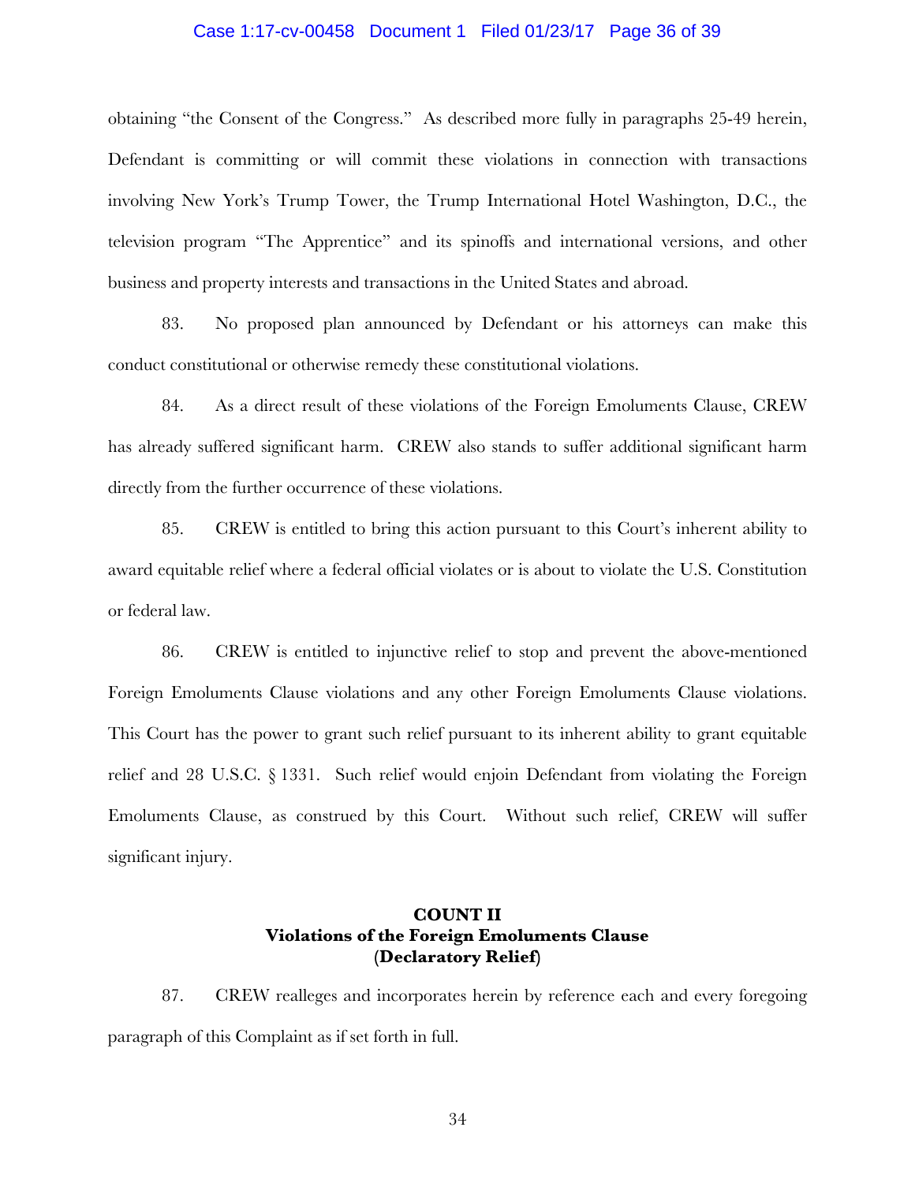obtaining "the Consent of the Congress." As described more fully in paragraphs 25-49 herein, Defendant is committing or will commit these violations in connection with transactions involving New York's Trump Tower, the Trump International Hotel Washington, D.C., the television program "The Apprentice" and its spinoffs and international versions, and other business and property interests and transactions in the United States and abroad.

83. No proposed plan announced by Defendant or his attorneys can make this conduct constitutional or otherwise remedy these constitutional violations.

84. As a direct result of these violations of the Foreign Emoluments Clause, CREW has already suffered significant harm. CREW also stands to suffer additional significant harm directly from the further occurrence of these violations.

85. CREW is entitled to bring this action pursuant to this Court's inherent ability to award equitable relief where a federal official violates or is about to violate the U.S. Constitution or federal law.

86. CREW is entitled to injunctive relief to stop and prevent the above-mentioned Foreign Emoluments Clause violations and any other Foreign Emoluments Clause violations. This Court has the power to grant such relief pursuant to its inherent ability to grant equitable relief and 28 U.S.C. § 1331. Such relief would enjoin Defendant from violating the Foreign Emoluments Clause, as construed by this Court. Without such relief, CREW will suffer significant injury.

## COUNT II
## Violations of the Foreign Emoluments Clause
## (Declaratory Relief)

87. CREW realleges and incorporates herein by reference each and every foregoing paragraph of this Complaint as if set forth in full.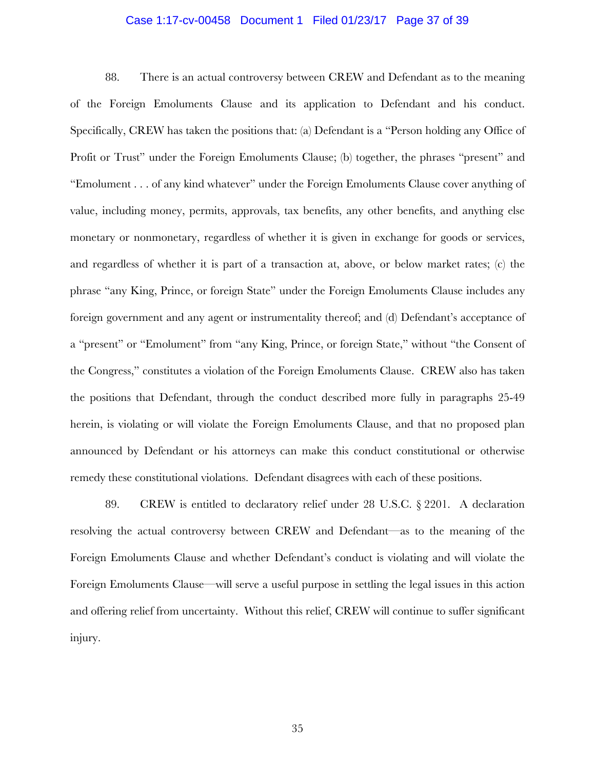88. There is an actual controversy between CREW and Defendant as to the meaning of the Foreign Emoluments Clause and its application to Defendant and his conduct. Specifically, CREW has taken the positions that: (a) Defendant is a "Person holding any Office of Profit or Trust" under the Foreign Emoluments Clause; (b) together, the phrases "present" and "Emolument . . . of any kind whatever" under the Foreign Emoluments Clause cover anything of value, including money, permits, approvals, tax benefits, any other benefits, and anything else monetary or nonmonetary, regardless of whether it is given in exchange for goods or services, and regardless of whether it is part of a transaction at, above, or below market rates; (c) the phrase "any King, Prince, or foreign State" under the Foreign Emoluments Clause includes any foreign government and any agent or instrumentality thereof; and (d) Defendant's acceptance of a "present" or "Emolument" from "any King, Prince, or foreign State," without "the Consent of the Congress," constitutes a violation of the Foreign Emoluments Clause. CREW also has taken the positions that Defendant, through the conduct described more fully in paragraphs 25-49 herein, is violating or will violate the Foreign Emoluments Clause, and that no proposed plan announced by Defendant or his attorneys can make this conduct constitutional or otherwise remedy these constitutional violations. Defendant disagrees with each of these positions.

89. CREW is entitled to declaratory relief under 28 U.S.C. § 2201. A declaration resolving the actual controversy between CREW and Defendant—as to the meaning of the Foreign Emoluments Clause and whether Defendant's conduct is violating and will violate the Foreign Emoluments Clause—will serve a useful purpose in settling the legal issues in this action and offering relief from uncertainty. Without this relief, CREW will continue to suffer significant injury.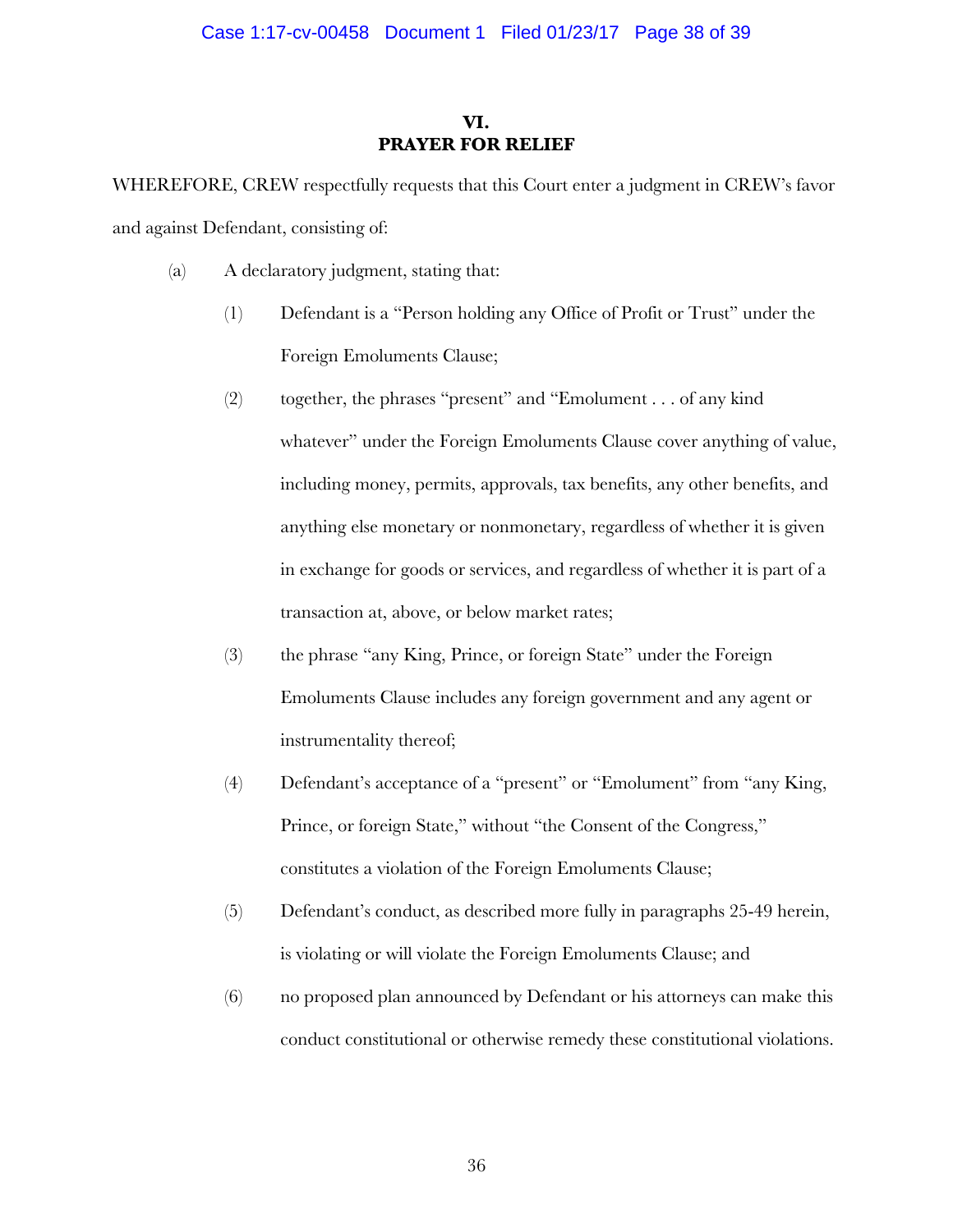## VI.
## PRAYER FOR RELIEF

WHEREFORE, CREW respectfully requests that this Court enter a judgment in CREW's favor and against Defendant, consisting of:

(a) A declaratory judgment, stating that:

(1) Defendant is a "Person holding any Office of Profit or Trust" under the Foreign Emoluments Clause;

(2) together, the phrases "present" and "Emolument . . . of any kind whatever" under the Foreign Emoluments Clause cover anything of value, including money, permits, approvals, tax benefits, any other benefits, and anything else monetary or nonmonetary, regardless of whether it is given in exchange for goods or services, and regardless of whether it is part of a transaction at, above, or below market rates;

(3) the phrase "any King, Prince, or foreign State" under the Foreign Emoluments Clause includes any foreign government and any agent or instrumentality thereof;

(4) Defendant's acceptance of a "present" or "Emolument" from "any King, Prince, or foreign State," without "the Consent of the Congress," constitutes a violation of the Foreign Emoluments Clause;

(5) Defendant's conduct, as described more fully in paragraphs 25-49 herein, is violating or will violate the Foreign Emoluments Clause; and

(6) no proposed plan announced by Defendant or his attorneys can make this conduct constitutional or otherwise remedy these constitutional violations.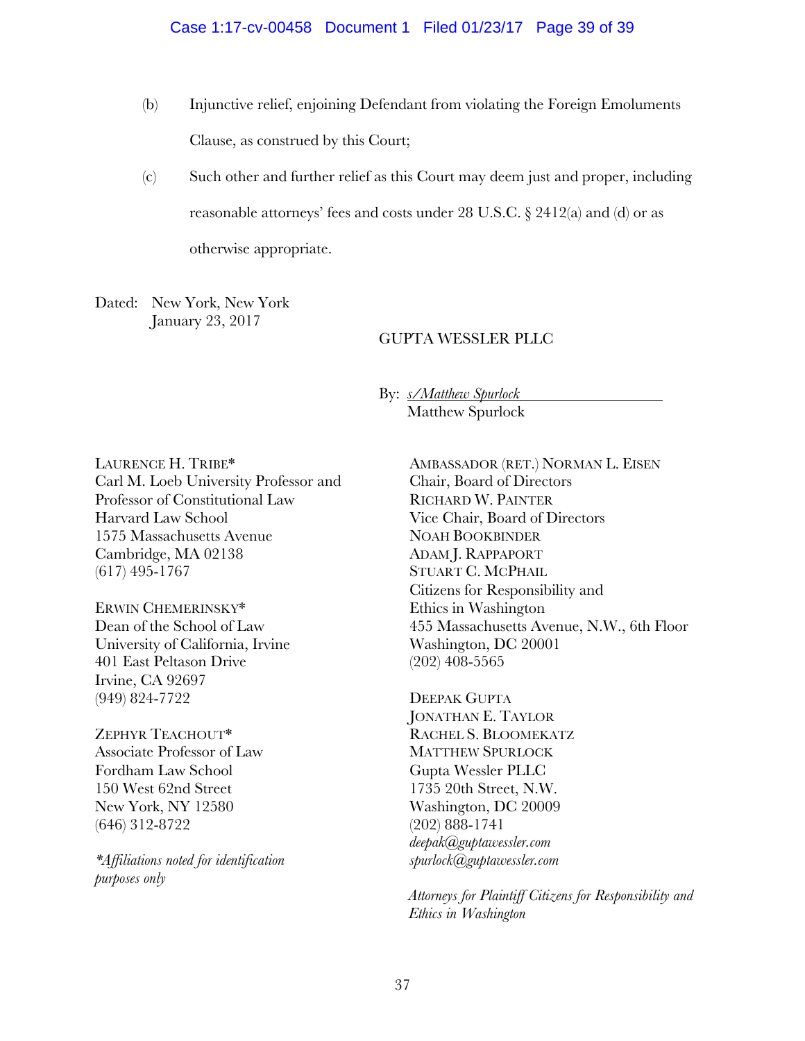(b) Injunctive relief, enjoining Defendant from violating the Foreign Emoluments Clause, as construed by this Court;

(c) Such other and further relief as this Court may deem just and proper, including reasonable attorneys' fees and costs under 28 U.S.C. § 2412(a) and (d) or as otherwise appropriate.

Dated: New York, New York
January 23, 2017

GUPTA WESSLER PLLC

By: *s/Matthew Spurlock*
Matthew Spurlock

LAURENCE H. TRIBE*
Carl M. Loeb University Professor and
Professor of Constitutional Law
Harvard Law School
1575 Massachusetts Avenue
Cambridge, MA 02138
(617) 495-1767

ERWIN CHEMERINSKY*
Dean of the School of Law
University of California, Irvine
401 East Peltason Drive
Irvine, CA 92697
(949) 824-7722

ZEPHYR TEACHOUT*
Associate Professor of Law
Fordham Law School
150 West 62nd Street
New York, NY 12580
(646) 312-8722

*\*Affiliations noted for identification purposes only*

AMBASSADOR (RET.) NORMAN L. EISEN
Chair, Board of Directors
RICHARD W. PAINTER
Vice Chair, Board of Directors
NOAH BOOKBINDER
ADAM J. RAPPAPORT
STUART C. MCPHAIL
Citizens for Responsibility and
Ethics in Washington
455 Massachusetts Avenue, N.W., 6th Floor
Washington, DC 20001
(202) 408-5565

DEEPAK GUPTA
JONATHAN E. TAYLOR
RACHEL S. BLOOMEKATZ
MATTHEW SPURLOCK
Gupta Wessler PLLC
1735 20th Street, N.W.
Washington, DC 20009
(202) 888-1741
*deepak@guptawessler.com*
*spurlock@guptawessler.com*

*Attorneys for Plaintiff Citizens for Responsibility and Ethics in Washington*